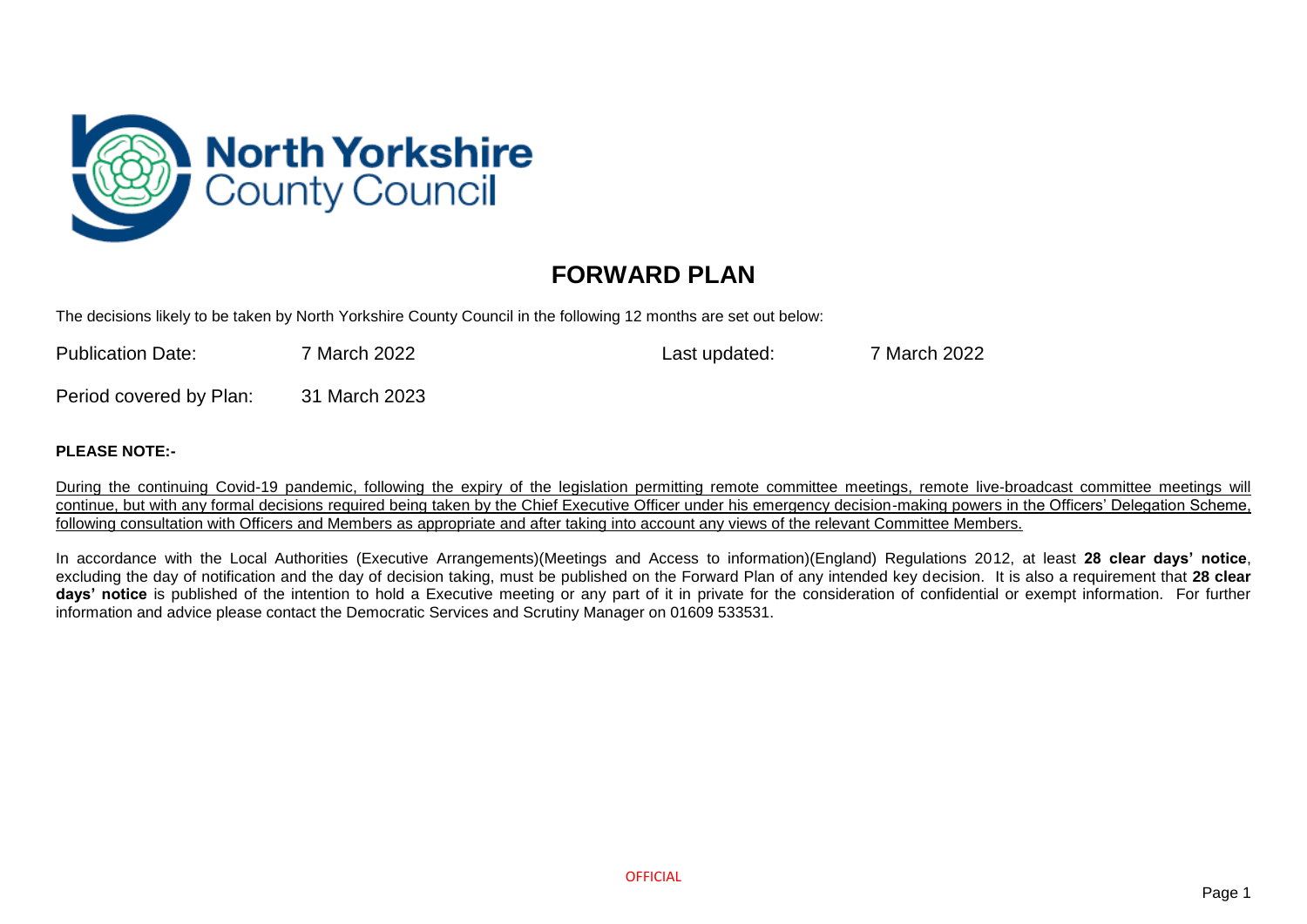North Yorkshire County Council

# FORWARD PLAN

The decisions likely to be taken by North Yorkshire County Council in the following 12 months are set out below:

| | | | |
|---|---|---|---|
| Publication Date: | 7 March 2022 | Last updated: | 7 March 2022 |
| Period covered by Plan: | 31 March 2023 | | |

**PLEASE NOTE:-**

During the continuing Covid-19 pandemic, following the expiry of the legislation permitting remote committee meetings, remote live-broadcast committee meetings will continue, but with any formal decisions required being taken by the Chief Executive Officer under his emergency decision-making powers in the Officers' Delegation Scheme, following consultation with Officers and Members as appropriate and after taking into account any views of the relevant Committee Members.

In accordance with the Local Authorities (Executive Arrangements)(Meetings and Access to information)(England) Regulations 2012, at least **28 clear days' notice**, excluding the day of notification and the day of decision taking, must be published on the Forward Plan of any intended key decision. It is also a requirement that **28 clear days' notice** is published of the intention to hold a Executive meeting or any part of it in private for the consideration of confidential or exempt information. For further information and advice please contact the Democratic Services and Scrutiny Manager on 01609 533531.

OFFICIAL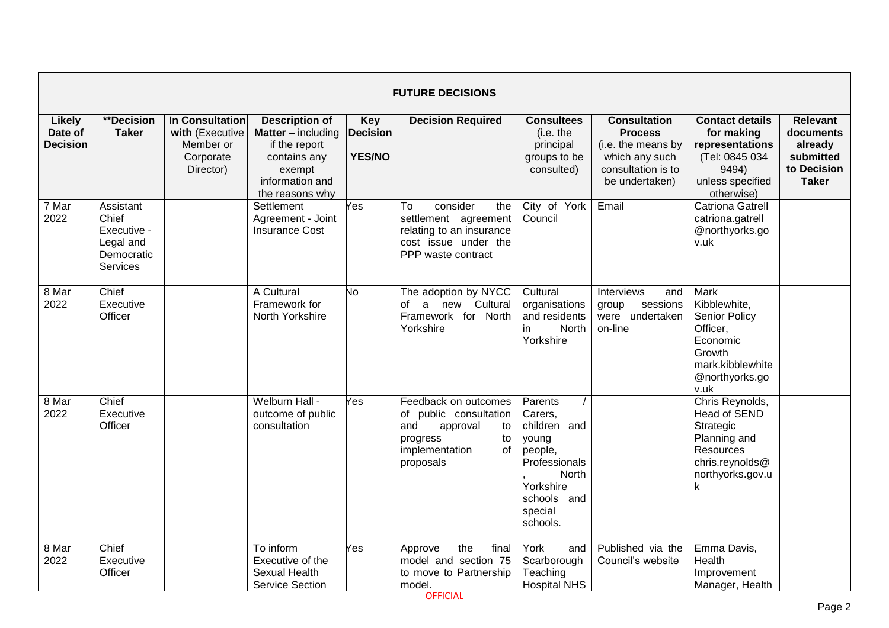| FUTURE DECISIONS | | | | | | | | | |
|---|---|---|---|---|---|---|---|---|---|
| **Likely Date of Decision** | **\*\*Decision Taker** | **In Consultation with** (Executive Member or Corporate Director) | **Description of Matter** – including if the report contains any exempt information and the reasons why | **Key Decision YES/NO** | **Decision Required** | **Consultees** (i.e. the principal groups to be consulted) | **Consultation Process** (i.e. the means by which any such consultation is to be undertaken) | **Contact details for making representations** (Tel: 0845 034 9494) unless specified otherwise) | **Relevant documents already submitted to Decision Taker** |
| 7 Mar 2022 | Assistant Chief Executive - Legal and Democratic Services | | Settlement Agreement - Joint Insurance Cost | Yes | To consider the settlement agreement relating to an insurance cost issue under the PPP waste contract | City of York Council | Email | Catriona Gatrell catriona.gatrell@northyorks.gov.uk | |
| 8 Mar 2022 | Chief Executive Officer | | A Cultural Framework for North Yorkshire | No | The adoption by NYCC of a new Cultural Framework for North Yorkshire | Cultural organisations and residents in North Yorkshire | Interviews and group sessions were undertaken on-line | Mark Kibblewhite, Senior Policy Officer, Economic Growth mark.kibblewhite@northyorks.gov.uk | |
| 8 Mar 2022 | Chief Executive Officer | | Welburn Hall - outcome of public consultation | Yes | Feedback on outcomes of public consultation and approval to progress to implementation of proposals | Parents / Carers, children and young people, Professionals, North Yorkshire schools and special schools. | | Chris Reynolds, Head of SEND Strategic Planning and Resources chris.reynolds@northyorks.gov.uk | |
| 8 Mar 2022 | Chief Executive Officer | | To inform Executive of the Sexual Health Service Section | Yes | Approve the final model and section 75 to move to Partnership model. | York and Scarborough Teaching Hospital NHS | Published via the Council's website | Emma Davis, Health Improvement Manager, Health | |

OFFICIAL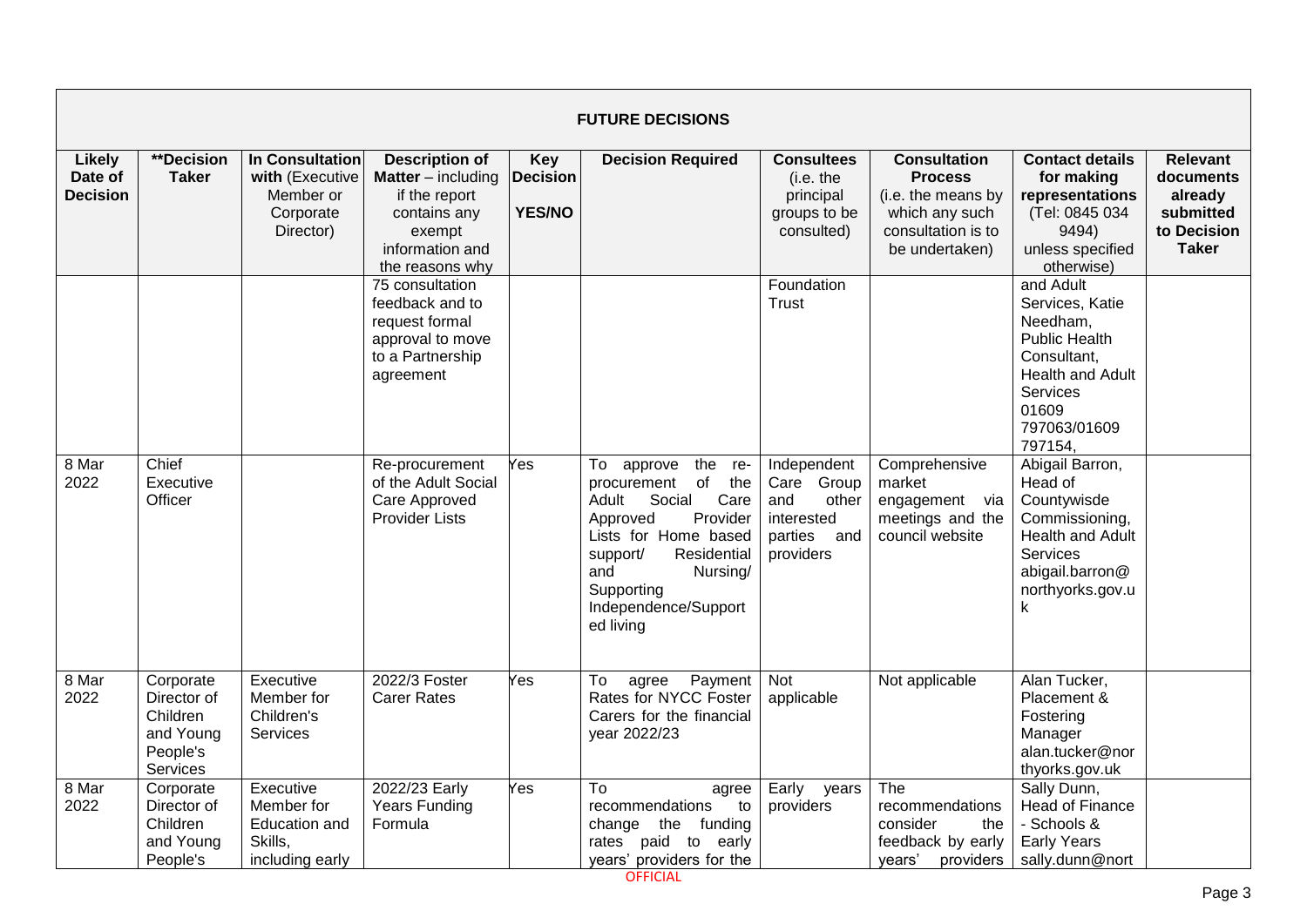**FUTURE DECISIONS**

| Likely Date of Decision | **Decision Taker | In Consultation with (Executive Member or Corporate Director) | Description of Matter – including if the report contains any exempt information and the reasons why | Key Decision YES/NO | Decision Required | Consultees (i.e. the principal groups to be consulted) | Consultation Process (i.e. the means by which any such consultation is to be undertaken) | Contact details for making representations (Tel: 0845 034 9494) unless specified otherwise) | Relevant documents already submitted to Decision Taker |
|---|---|---|---|---|---|---|---|---|---|
| | | | 75 consultation feedback and to request formal approval to move to a Partnership agreement | | | Foundation Trust | | and Adult Services, Katie Needham, Public Health Consultant, Health and Adult Services 01609 797063/01609 797154, | |
| 8 Mar 2022 | Chief Executive Officer | | Re-procurement of the Adult Social Care Approved Provider Lists | Yes | To approve the re-procurement of the Adult Social Care Approved Provider Lists for Home based support/ Residential and Nursing/ Supporting Independence/Supported living | Independent Care Group and other interested parties and providers | Comprehensive market engagement via meetings and the council website | Abigail Barron, Head of Countywisde Commissioning, Health and Adult Services abigail.barron@northyorks.gov.uk | |
| 8 Mar 2022 | Corporate Director of Children and Young People's Services | Executive Member for Children's Services | 2022/3 Foster Carer Rates | Yes | To agree Payment Rates for NYCC Foster Carers for the financial year 2022/23 | Not applicable | Not applicable | Alan Tucker, Placement & Fostering Manager alan.tucker@northyorks.gov.uk | |
| 8 Mar 2022 | Corporate Director of Children and Young People's | Executive Member for Education and Skills, including early | 2022/23 Early Years Funding Formula | Yes | To agree recommendations to change the funding rates paid to early years' providers for the | Early years providers | The recommendations consider the feedback by early years' providers | Sally Dunn, Head of Finance - Schools & Early Years sally.dunn@nort | |

OFFICIAL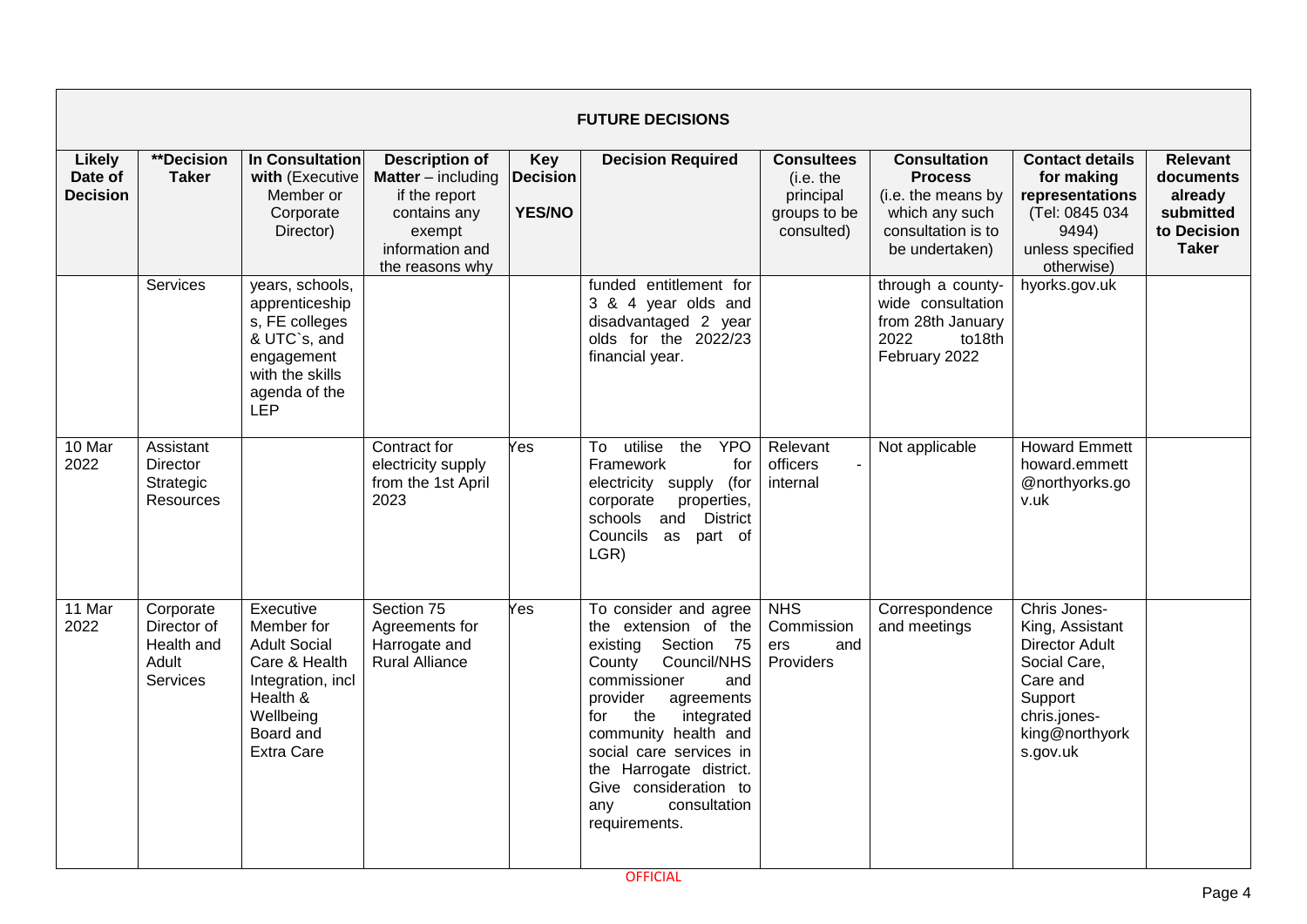| FUTURE DECISIONS | | | | | | | | | |
|---|---|---|---|---|---|---|---|---|---|
| **Likely Date of Decision** | **\*\*Decision Taker** | **In Consultation with** (Executive Member or Corporate Director) | **Description of Matter** – including if the report contains any exempt information and the reasons why | **Key Decision YES/NO** | **Decision Required** | **Consultees** (i.e. the principal groups to be consulted) | **Consultation Process** (i.e. the means by which any such consultation is to be undertaken) | **Contact details for making representations** (Tel: 0845 034 9494) unless specified otherwise) | **Relevant documents already submitted to Decision Taker** |
| | Services | years, schools, apprenticeships, FE colleges & UTC`s, and engagement with the skills agenda of the LEP | | | funded entitlement for 3 & 4 year olds and disadvantaged 2 year olds for the 2022/23 financial year. | | through a county-wide consultation from 28th January 2022 to18th February 2022 | hyorks.gov.uk | |
| 10 Mar 2022 | Assistant Director Strategic Resources | | Contract for electricity supply from the 1st April 2023 | Yes | To utilise the YPO Framework for electricity supply (for corporate properties, schools and District Councils as part of LGR) | Relevant officers - internal | Not applicable | Howard Emmett howard.emmett@northyorks.gov.uk | |
| 11 Mar 2022 | Corporate Director of Health and Adult Services | Executive Member for Adult Social Care & Health Integration, incl Health & Wellbeing Board and Extra Care | Section 75 Agreements for Harrogate and Rural Alliance | Yes | To consider and agree the extension of the existing Section 75 County Council/NHS commissioner and provider agreements for the integrated community health and social care services in the Harrogate district. Give consideration to any consultation requirements. | NHS Commissioners and Providers | Correspondence and meetings | Chris Jones-King, Assistant Director Adult Social Care, Care and Support chris.jones-king@northyorks.gov.uk | |

OFFICIAL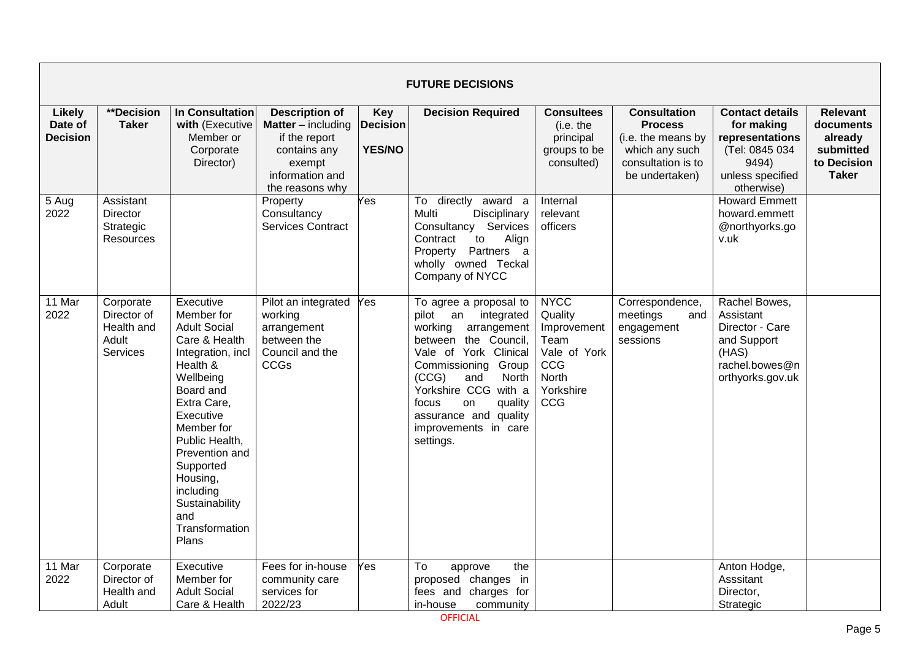| FUTURE DECISIONS | | | | | | | | | |
|---|---|---|---|---|---|---|---|---|---|
| **Likely Date of Decision** | **Decision Taker** | **In Consultation with (Executive Member or Corporate Director)** | **Description of Matter – including if the report contains any exempt information and the reasons why** | **Key Decision YES/NO** | **Decision Required** | **Consultees (i.e. the principal groups to be consulted)** | **Consultation Process (i.e. the means by which any such consultation is to be undertaken)** | **Contact details for making representations (Tel: 0845 034 9494) unless specified otherwise)** | **Relevant documents already submitted to Decision Taker** |
| 5 Aug 2022 | Assistant Director Strategic Resources | | Property Consultancy Services Contract | Yes | To directly award a Multi Disciplinary Consultancy Services Contract to Align Property Partners a wholly owned Teckal Company of NYCC | Internal relevant officers | | Howard Emmett howard.emmett@northyorks.gov.uk | |
| 11 Mar 2022 | Corporate Director of Health and Adult Services | Executive Member for Adult Social Care & Health Integration, incl Health & Wellbeing Board and Extra Care, Executive Member for Public Health, Prevention and Supported Housing, including Sustainability and Transformation Plans | Pilot an integrated working arrangement between the Council and the CCGs | Yes | To agree a proposal to pilot an integrated working arrangement between the Council, Vale of York Clinical Commissioning Group (CCG) and North Yorkshire CCG with a focus on quality assurance and quality improvements in care settings. | NYCC Quality Improvement Team Vale of York CCG North Yorkshire CCG | Correspondence, meetings and engagement sessions | Rachel Bowes, Assistant Director - Care and Support (HAS) rachel.bowes@northyorks.gov.uk | |
| 11 Mar 2022 | Corporate Director of Health and Adult | Executive Member for Adult Social Care & Health | Fees for in-house community care services for 2022/23 | Yes | To approve the proposed changes in fees and charges for in-house community | | | Anton Hodge, Asssitant Director, Strategic | |

OFFICIAL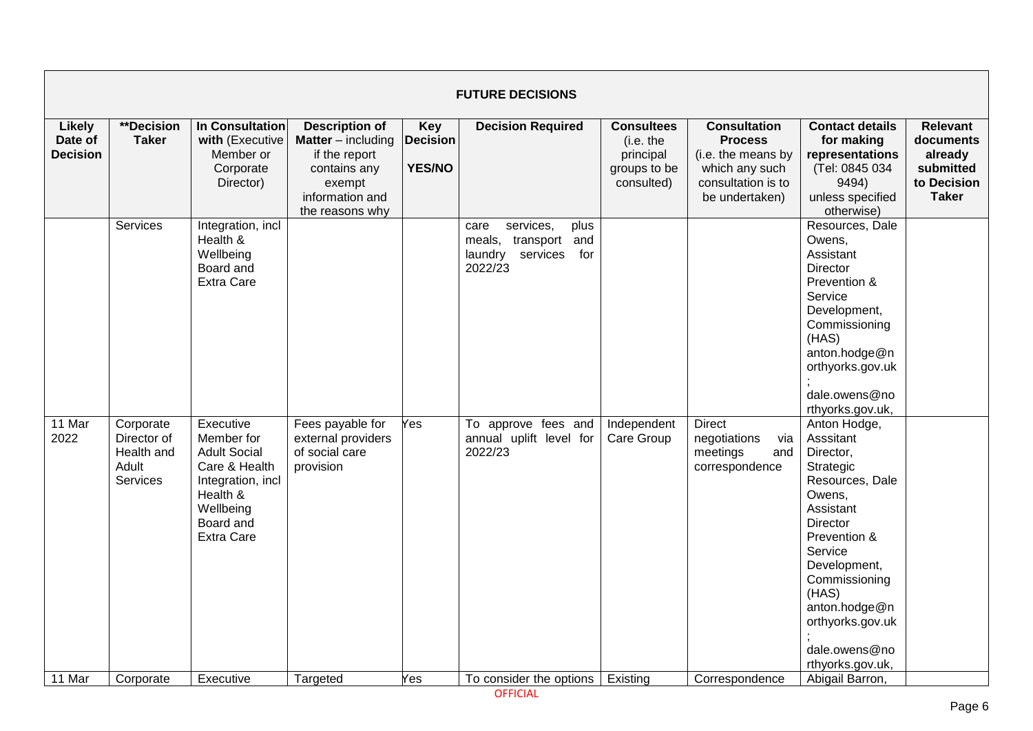| FUTURE DECISIONS | | | | | | | | | |
|---|---|---|---|---|---|---|---|---|---|
| **Likely Date of Decision** | **\*\*Decision Taker** | **In Consultation with** (Executive Member or Corporate Director) | **Description of Matter** – including if the report contains any exempt information and the reasons why | **Key Decision YES/NO** | **Decision Required** | **Consultees** (i.e. the principal groups to be consulted) | **Consultation Process** (i.e. the means by which any such consultation is to be undertaken) | **Contact details for making representations** (Tel: 0845 034 9494) unless specified otherwise) | **Relevant documents already submitted to Decision Taker** |
| | Services | Integration, incl Health & Wellbeing Board and Extra Care | | | care services, plus meals, transport and laundry services for 2022/23 | | | Resources, Dale Owens, Assistant Director Prevention & Service Development, Commissioning (HAS) anton.hodge@northyorks.gov.uk; dale.owens@northyorks.gov.uk, | |
| 11 Mar 2022 | Corporate Director of Health and Adult Services | Executive Member for Adult Social Care & Health Integration, incl Health & Wellbeing Board and Extra Care | Fees payable for external providers of social care provision | Yes | To approve fees and annual uplift level for 2022/23 | Independent Care Group | Direct negotiations via meetings and correspondence | Anton Hodge, Asssitant Director, Strategic Resources, Dale Owens, Assistant Director Prevention & Service Development, Commissioning (HAS) anton.hodge@northyorks.gov.uk; dale.owens@northyorks.gov.uk, | |
| 11 Mar | Corporate | Executive | Targeted | Yes | To consider the options | Existing | Correspondence | Abigail Barron, | |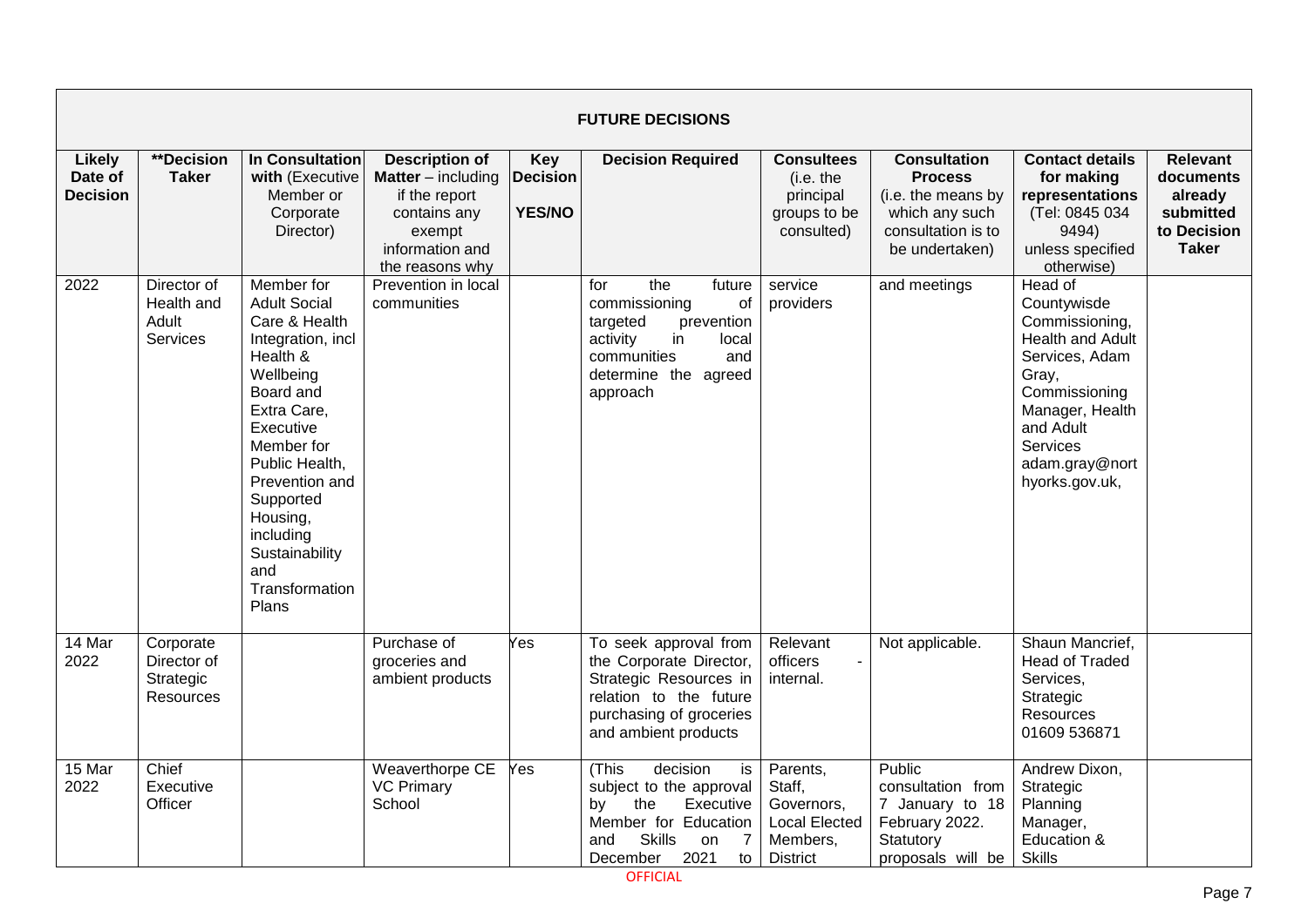| **FUTURE DECISIONS** | | | | | | | | | |
|---|---|---|---|---|---|---|---|---|---|
| **Likely Date of Decision** | **\*\*Decision Taker** | **In Consultation with** (Executive Member or Corporate Director) | **Description of Matter** – including if the report contains any exempt information and the reasons why | **Key Decision YES/NO** | **Decision Required** | **Consultees** (i.e. the principal groups to be consulted) | **Consultation Process** (i.e. the means by which any such consultation is to be undertaken) | **Contact details for making representations** (Tel: 0845 034 9494) unless specified otherwise) | **Relevant documents already submitted to Decision Taker** |
| 2022 | Director of Health and Adult Services | Member for Adult Social Care & Health Integration, incl Health & Wellbeing Board and Extra Care, Executive Member for Public Health, Prevention and Supported Housing, including Sustainability and Transformation Plans | Prevention in local communities | | for the future commissioning of targeted prevention activity in local communities and determine the agreed approach | service providers | and meetings | Head of Countywside Commissioning, Health and Adult Services, Adam Gray, Commissioning Manager, Health and Adult Services adam.gray@northyorks.gov.uk, | |
| 14 Mar 2022 | Corporate Director of Strategic Resources | | Purchase of groceries and ambient products | Yes | To seek approval from the Corporate Director, Strategic Resources in relation to the future purchasing of groceries and ambient products | Relevant officers - internal. | Not applicable. | Shaun Mancrief, Head of Traded Services, Strategic Resources 01609 536871 | |
| 15 Mar 2022 | Chief Executive Officer | | Weaverthorpe CE VC Primary School | Yes | (This decision is subject to the approval by the Executive Member for Education and Skills on 7 December 2021 to | Parents, Staff, Governors, Local Elected Members, District | Public consultation from 7 January to 18 February 2022. Statutory proposals will be | Andrew Dixon, Strategic Planning Manager, Education & Skills | |

OFFICIAL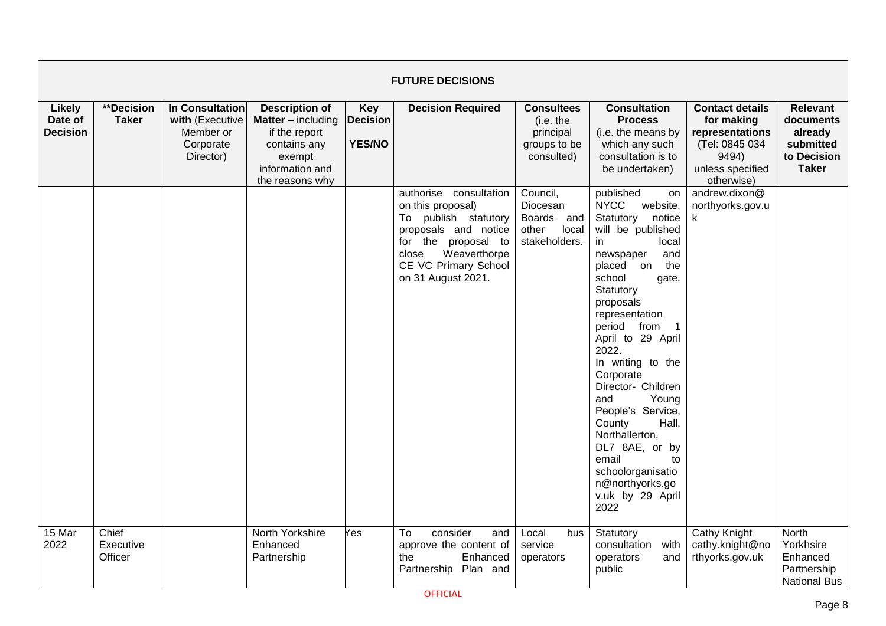| FUTURE DECISIONS | | | | | | | | | |
|---|---|---|---|---|---|---|---|---|---|
| **Likely Date of Decision** | **\*\*Decision Taker** | **In Consultation with** (Executive Member or Corporate Director) | **Description of Matter** – including if the report contains any exempt information and the reasons why | **Key Decision YES/NO** | **Decision Required** | **Consultees** (i.e. the principal groups to be consulted) | **Consultation Process** (i.e. the means by which any such consultation is to be undertaken) | **Contact details for making representations** (Tel: 0845 034 9494) unless specified otherwise) | **Relevant documents already submitted to Decision Taker** |
| | | | | | authorise consultation on this proposal) To publish statutory proposals and notice for the proposal to close Weaverthorpe CE VC Primary School on 31 August 2021. | Council, Diocesan Boards and other local stakeholders. | published on NYCC website. Statutory notice will be published in local newspaper and placed on the school gate. Statutory proposals representation period from 1 April to 29 April 2022. In writing to the Corporate Director- Children and Young People's Service, County Hall, Northallerton, DL7 8AE, or by email to schoolorganisation@northyorks.gov.uk by 29 April 2022 | andrew.dixon@northyorks.gov.uk | |
| 15 Mar 2022 | Chief Executive Officer | | North Yorkshire Enhanced Partnership | Yes | To consider and approve the content of the Enhanced Partnership Plan and | Local bus service operators | Statutory consultation with operators and public | Cathy Knight cathy.knight@northyorks.gov.uk | North Yorkhsire Enhanced Partnership National Bus |

OFFICIAL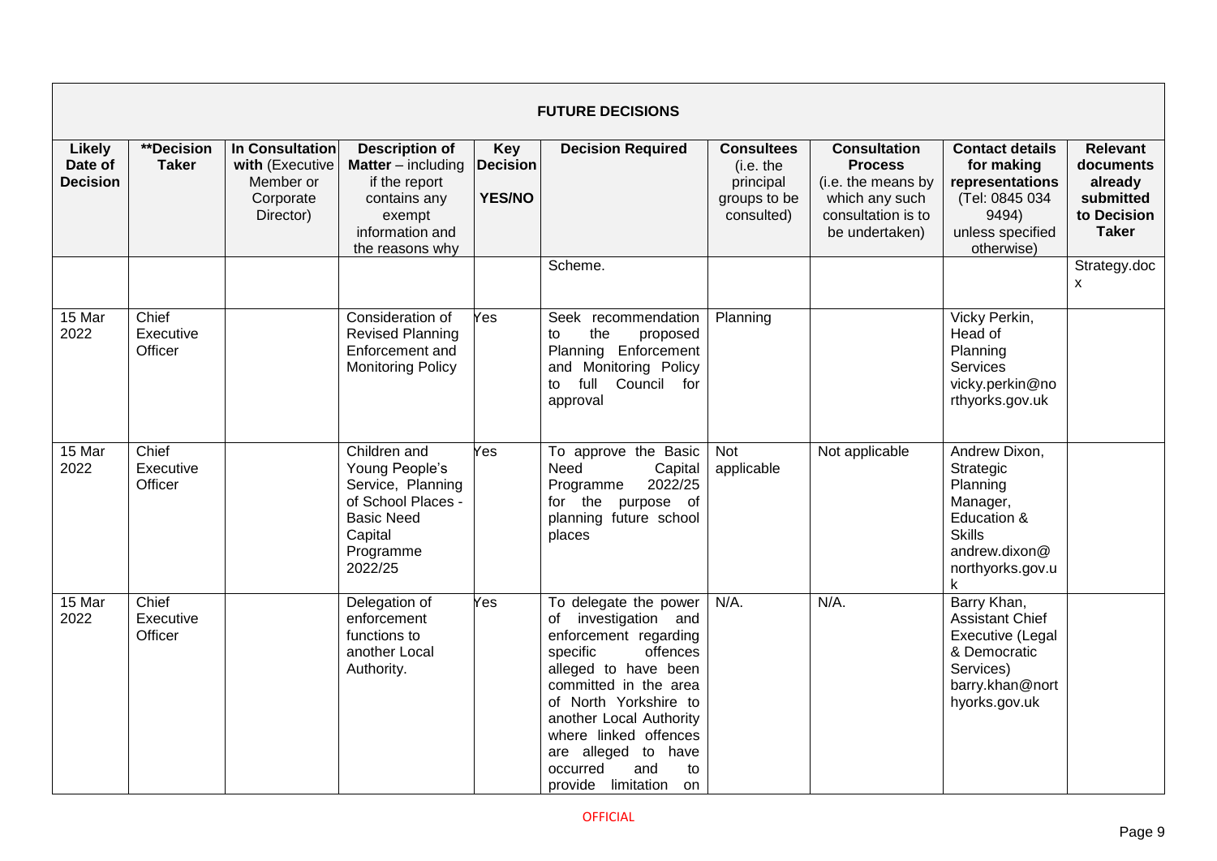## FUTURE DECISIONS

| Likely Date of Decision | **Decision Taker | In Consultation with (Executive Member or Corporate Director) | Description of Matter – including if the report contains any exempt information and the reasons why | Key Decision YES/NO | Decision Required | Consultees (i.e. the principal groups to be consulted) | Consultation Process (i.e. the means by which any such consultation is to be undertaken) | Contact details for making representations (Tel: 0845 034 9494) unless specified otherwise) | Relevant documents already submitted to Decision Taker |
|---|---|---|---|---|---|---|---|---|---|
| | | | | | Scheme. | | | | Strategy.docx |
| 15 Mar 2022 | Chief Executive Officer | | Consideration of Revised Planning Enforcement and Monitoring Policy | Yes | Seek recommendation to the proposed Planning Enforcement and Monitoring Policy to full Council for approval | Planning | | Vicky Perkin, Head of Planning Services vicky.perkin@northyorks.gov.uk | |
| 15 Mar 2022 | Chief Executive Officer | | Children and Young People's Service, Planning of School Places - Basic Need Capital Programme 2022/25 | Yes | To approve the Basic Need Capital Programme 2022/25 for the purpose of planning future school places | Not applicable | Not applicable | Andrew Dixon, Strategic Planning Manager, Education & Skills andrew.dixon@northyorks.gov.uk | |
| 15 Mar 2022 | Chief Executive Officer | | Delegation of enforcement functions to another Local Authority. | Yes | To delegate the power of investigation and enforcement regarding specific offences alleged to have been committed in the area of North Yorkshire to another Local Authority where linked offences are alleged to have occurred and to provide limitation on | N/A. | N/A. | Barry Khan, Assistant Chief Executive (Legal & Democratic Services) barry.khan@northyorks.gov.uk | |

OFFICIAL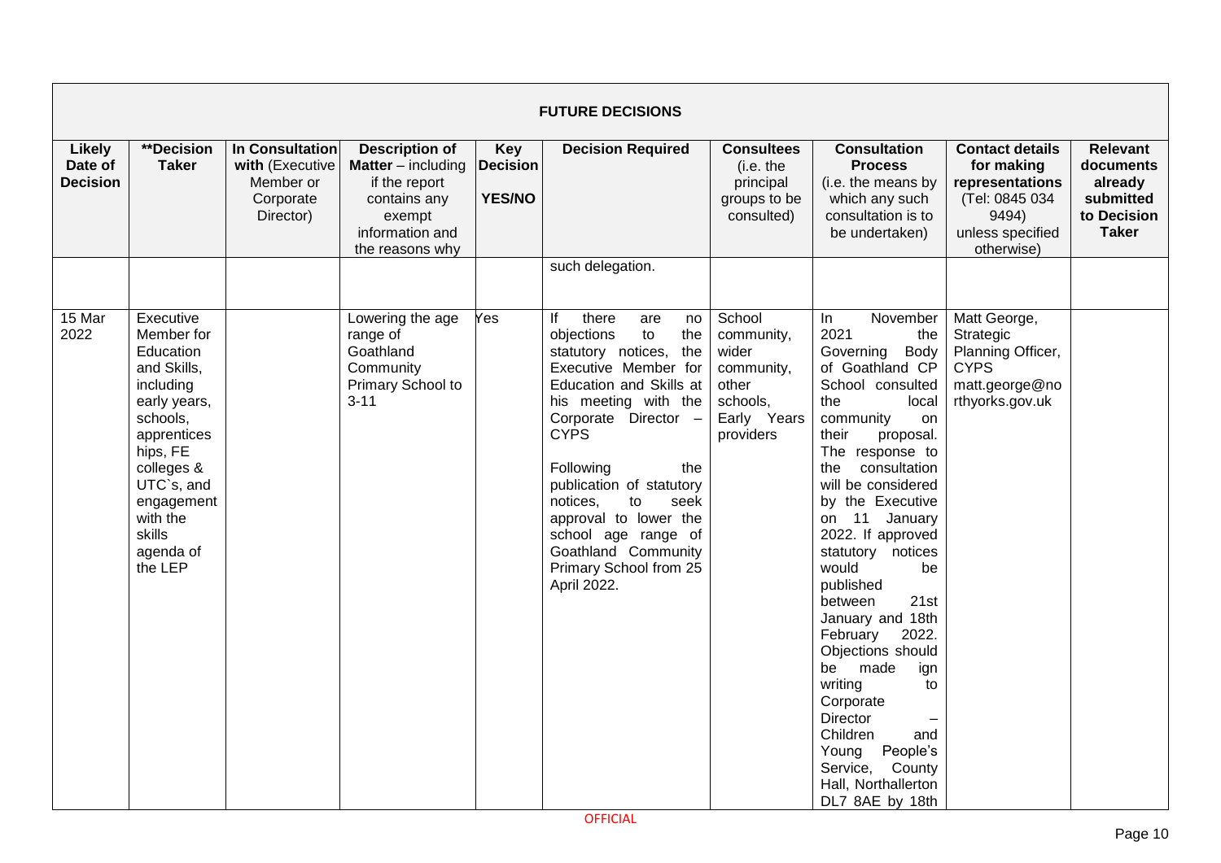| FUTURE DECISIONS | | | | | | | | | |
|---|---|---|---|---|---|---|---|---|---|
| **Likely Date of Decision** | **\*\*Decision Taker** | **In Consultation with** (Executive Member or Corporate Director) | **Description of Matter** – including if the report contains any exempt information and the reasons why | **Key Decision YES/NO** | **Decision Required** | **Consultees** (i.e. the principal groups to be consulted) | **Consultation Process** (i.e. the means by which any such consultation is to be undertaken) | **Contact details for making representations** (Tel: 0845 034 9494) unless specified otherwise) | **Relevant documents already submitted to Decision Taker** |
| | | | | | such delegation. | | | | |
| 15 Mar 2022 | Executive Member for Education and Skills, including early years, schools, apprenticeships, FE colleges & UTC`s, and engagement with the skills agenda of the LEP | | Lowering the age range of Goathland Community Primary School to 3-11 | Yes | If there are no objections to the statutory notices, the Executive Member for Education and Skills at his meeting with the Corporate Director – CYPS<br><br>Following the publication of statutory notices, to seek approval to lower the school age range of Goathland Community Primary School from 25 April 2022. | School community, wider community, other schools, Early Years providers | In November 2021 the Governing Body of Goathland CP School consulted the local community on their proposal. The response to the consultation will be considered by the Executive on 11 January 2022. If approved statutory notices would be published between 21st January and 18th February 2022. Objections should be made ign writing to Corporate Director – Children and Young People's Service, County Hall, Northallerton DL7 8AE by 18th | Matt George, Strategic Planning Officer, CYPS matt.george@northyorks.gov.uk | |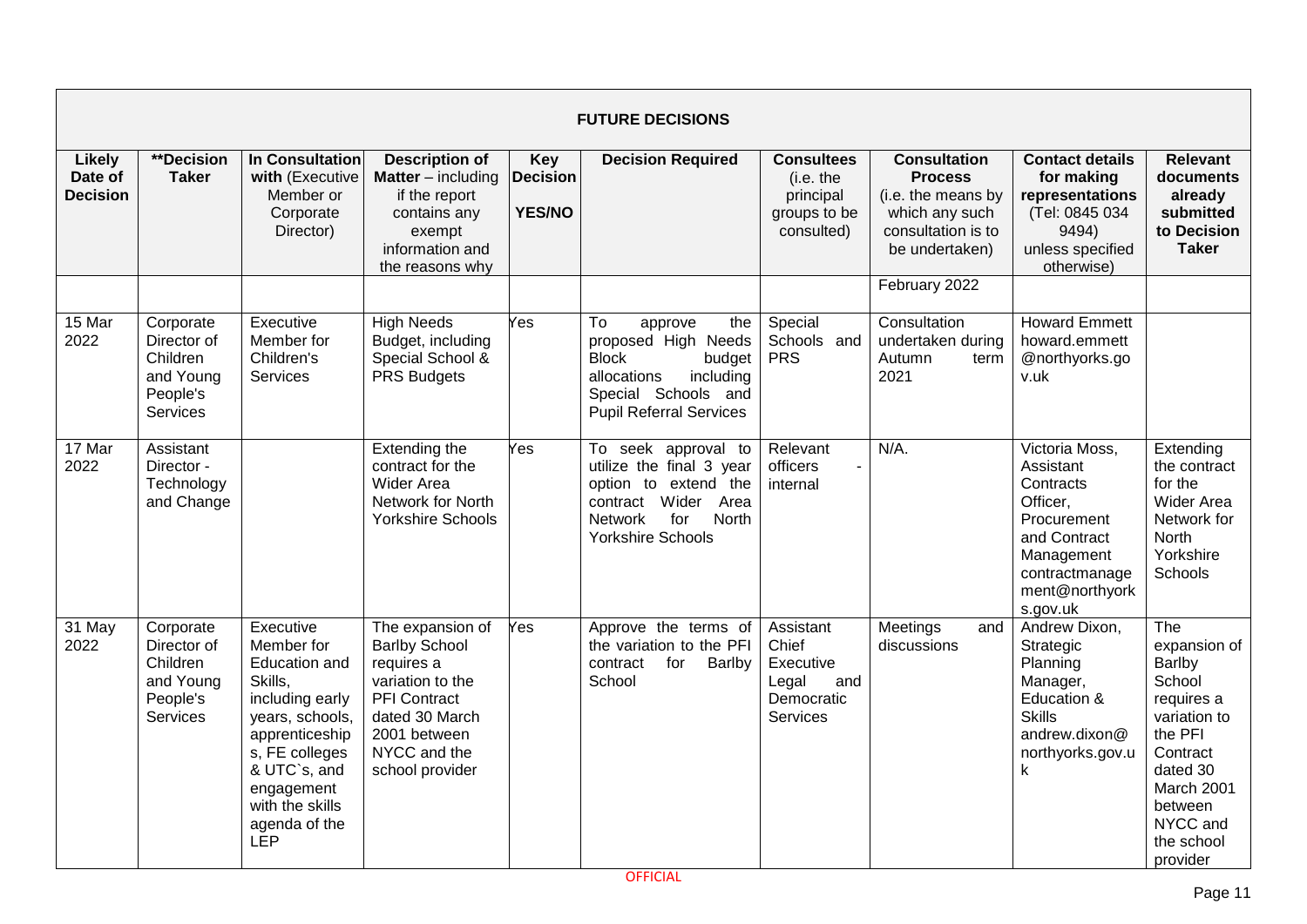| **FUTURE DECISIONS** | | | | | | | | | |
|---|---|---|---|---|---|---|---|---|---|
| **Likely Date of Decision** | **\*\*Decision Taker** | **In Consultation with** (Executive Member or Corporate Director) | **Description of Matter** – including if the report contains any exempt information and the reasons why | **Key Decision YES/NO** | **Decision Required** | **Consultees** (i.e. the principal groups to be consulted) | **Consultation Process** (i.e. the means by which any such consultation is to be undertaken) | **Contact details for making representations** (Tel: 0845 034 9494) unless specified otherwise) | **Relevant documents already submitted to Decision Taker** |
| | | | | | | | February 2022 | | |
| 15 Mar 2022 | Corporate Director of Children and Young People's Services | Executive Member for Children's Services | High Needs Budget, including Special School & PRS Budgets | Yes | To approve the proposed High Needs Block budget allocations including Special Schools and Pupil Referral Services | Special Schools and PRS | Consultation undertaken during Autumn term 2021 | Howard Emmett howard.emmett @northyorks.go v.uk | |
| 17 Mar 2022 | Assistant Director - Technology and Change | | Extending the contract for the Wider Area Network for North Yorkshire Schools | Yes | To seek approval to utilize the final 3 year option to extend the contract Wider Area Network for North Yorkshire Schools | Relevant officers - internal | N/A. | Victoria Moss, Assistant Contracts Officer, Procurement and Contract Management contractmanage ment@northyork s.gov.uk | Extending the contract for the Wider Area Network for North Yorkshire Schools |
| 31 May 2022 | Corporate Director of Children and Young People's Services | Executive Member for Education and Skills, including early years, schools, apprenticeship s, FE colleges & UTC`s, and engagement with the skills agenda of the LEP | The expansion of Barlby School requires a variation to the PFI Contract dated 30 March 2001 between NYCC and the school provider | Yes | Approve the terms of the variation to the PFI contract for Barlby School | Assistant Chief Executive Legal and Democratic Services | Meetings and discussions | Andrew Dixon, Strategic Planning Manager, Education & Skills andrew.dixon@ northyorks.gov.u k | The expansion of Barlby School requires a variation to the PFI Contract dated 30 March 2001 between NYCC and the school provider |

OFFICIAL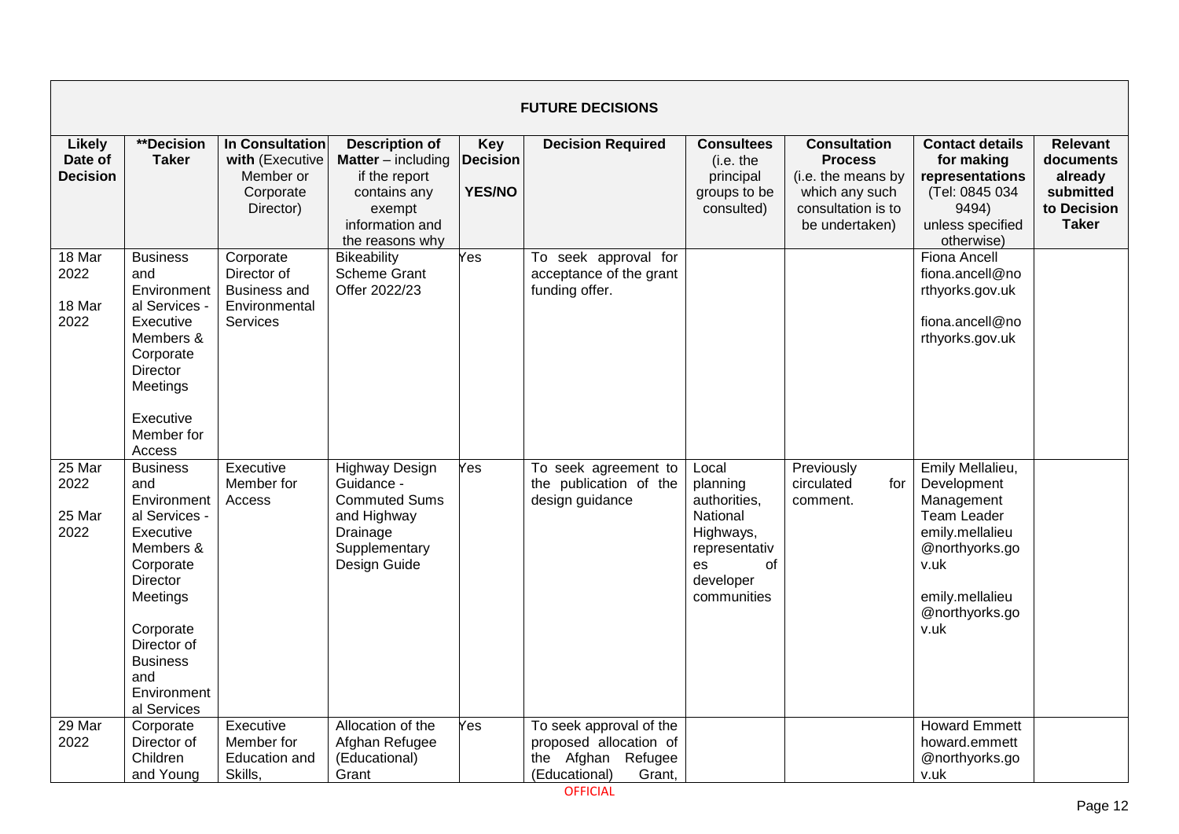| **FUTURE DECISIONS** | | | | | | | | | |
|---|---|---|---|---|---|---|---|---|---|
| **Likely Date of Decision** | **\*\*Decision Taker** | **In Consultation with** (Executive Member or Corporate Director) | **Description of Matter** – including if the report contains any exempt information and the reasons why | **Key Decision YES/NO** | **Decision Required** | **Consultees** (i.e. the principal groups to be consulted) | **Consultation Process** (i.e. the means by which any such consultation is to be undertaken) | **Contact details for making representations** (Tel: 0845 034 9494) unless specified otherwise) | **Relevant documents already submitted to Decision Taker** |
| 18 Mar 2022<br><br>18 Mar 2022 | Business and Environmental Services - Executive Members & Corporate Director Meetings<br><br>Executive Member for Access | Corporate Director of Business and Environmental Services | Bikeability Scheme Grant Offer 2022/23 | Yes | To seek approval for acceptance of the grant funding offer. | | | Fiona Ancell fiona.ancell@northyorks.gov.uk<br><br>fiona.ancell@northyorks.gov.uk | |
| 25 Mar 2022<br><br>25 Mar 2022 | Business and Environmental Services - Executive Members & Corporate Director Meetings<br><br>Corporate Director of Business and Environmental Services | Executive Member for Access | Highway Design Guidance - Commuted Sums and Highway Drainage Supplementary Design Guide | Yes | To seek agreement to the publication of the design guidance | Local planning authorities, National Highways, representatives of developer communities | Previously circulated for comment. | Emily Mellalieu, Development Management Team Leader emily.mellalieu@northyorks.gov.uk<br><br>emily.mellalieu@northyorks.gov.uk | |
| 29 Mar 2022 | Corporate Director of Children and Young | Executive Member for Education and Skills, | Allocation of the Afghan Refugee (Educational) Grant | Yes | To seek approval of the proposed allocation of the Afghan Refugee (Educational) Grant, | | | Howard Emmett howard.emmett@northyorks.gov.uk | |

OFFICIAL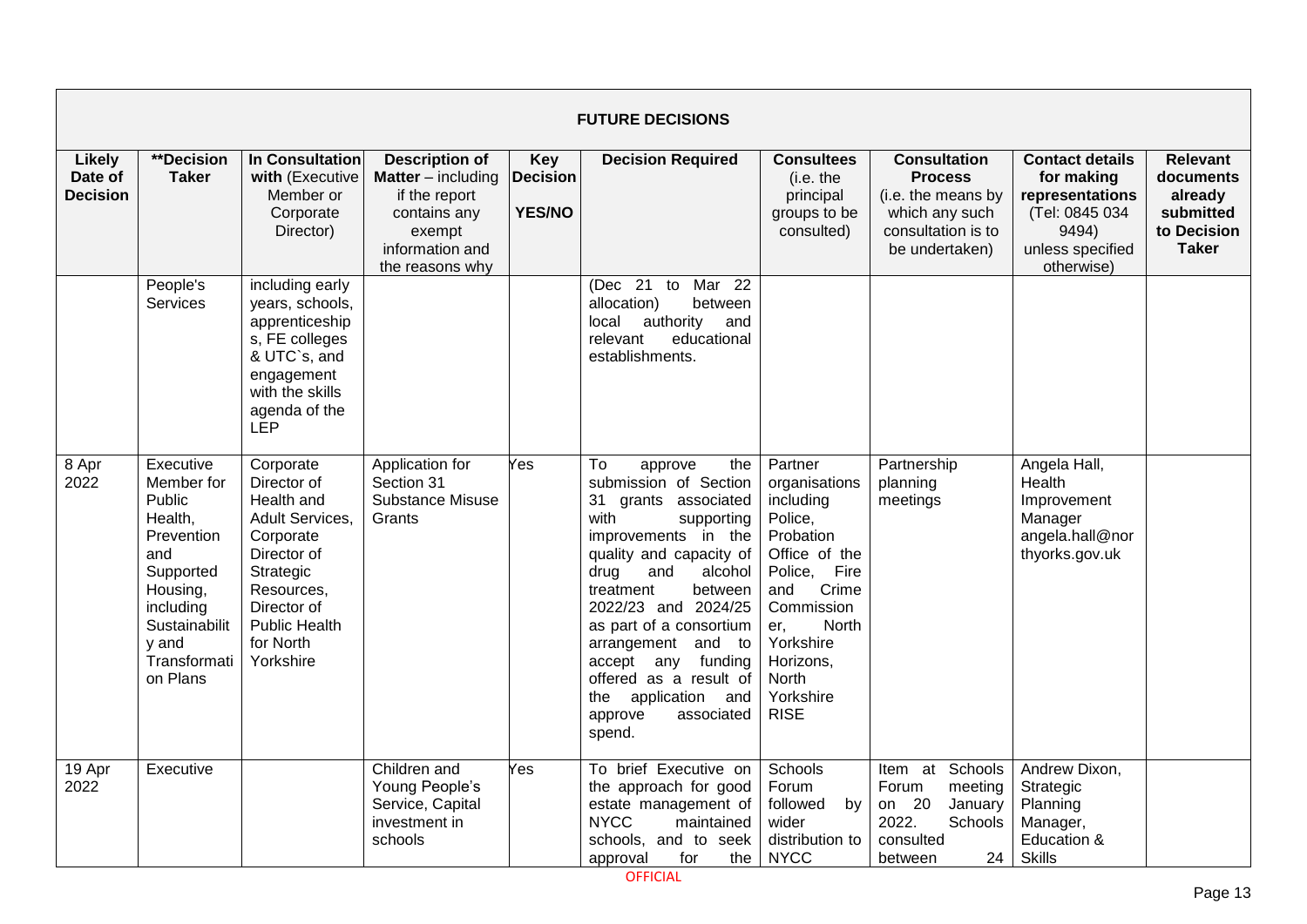| FUTURE DECISIONS | | | | | | | | | |
|---|---|---|---|---|---|---|---|---|---|
| **Likely Date of Decision** | **\*\*Decision Taker** | **In Consultation with** (Executive Member or Corporate Director) | **Description of Matter** – including if the report contains any exempt information and the reasons why | **Key Decision YES/NO** | **Decision Required** | **Consultees** (i.e. the principal groups to be consulted) | **Consultation Process** (i.e. the means by which any such consultation is to be undertaken) | **Contact details for making representations** (Tel: 0845 034 9494) unless specified otherwise) | **Relevant documents already submitted to Decision Taker** |
| | People's Services | including early years, schools, apprenticeships, FE colleges & UTC`s, and engagement with the skills agenda of the LEP | | | (Dec 21 to Mar 22 allocation) between local authority and relevant educational establishments. | | | | |
| 8 Apr 2022 | Executive Member for Public Health, Prevention and Supported Housing, including Sustainability and Transformation Plans | Corporate Director of Health and Adult Services, Corporate Director of Strategic Resources, Director of Public Health for North Yorkshire | Application for Section 31 Substance Misuse Grants | Yes | To approve the submission of Section 31 grants associated with supporting improvements in the quality and capacity of drug and alcohol treatment between 2022/23 and 2024/25 as part of a consortium arrangement and to accept any funding offered as a result of the application and approve associated spend. | Partner organisations including Police, Probation Office of the Police, Fire and Crime Commissioner, North Yorkshire Horizons, North Yorkshire RISE | Partnership planning meetings | Angela Hall, Health Improvement Manager angela.hall@northyorks.gov.uk | |
| 19 Apr 2022 | Executive | | Children and Young People's Service, Capital investment in schools | Yes | To brief Executive on the approach for good estate management of NYCC maintained schools, and to seek approval for the | Schools Forum followed by wider distribution to NYCC | Item at Schools Forum meeting on 20 January 2022. Schools consulted between 24 | Andrew Dixon, Strategic Planning Manager, Education & Skills | |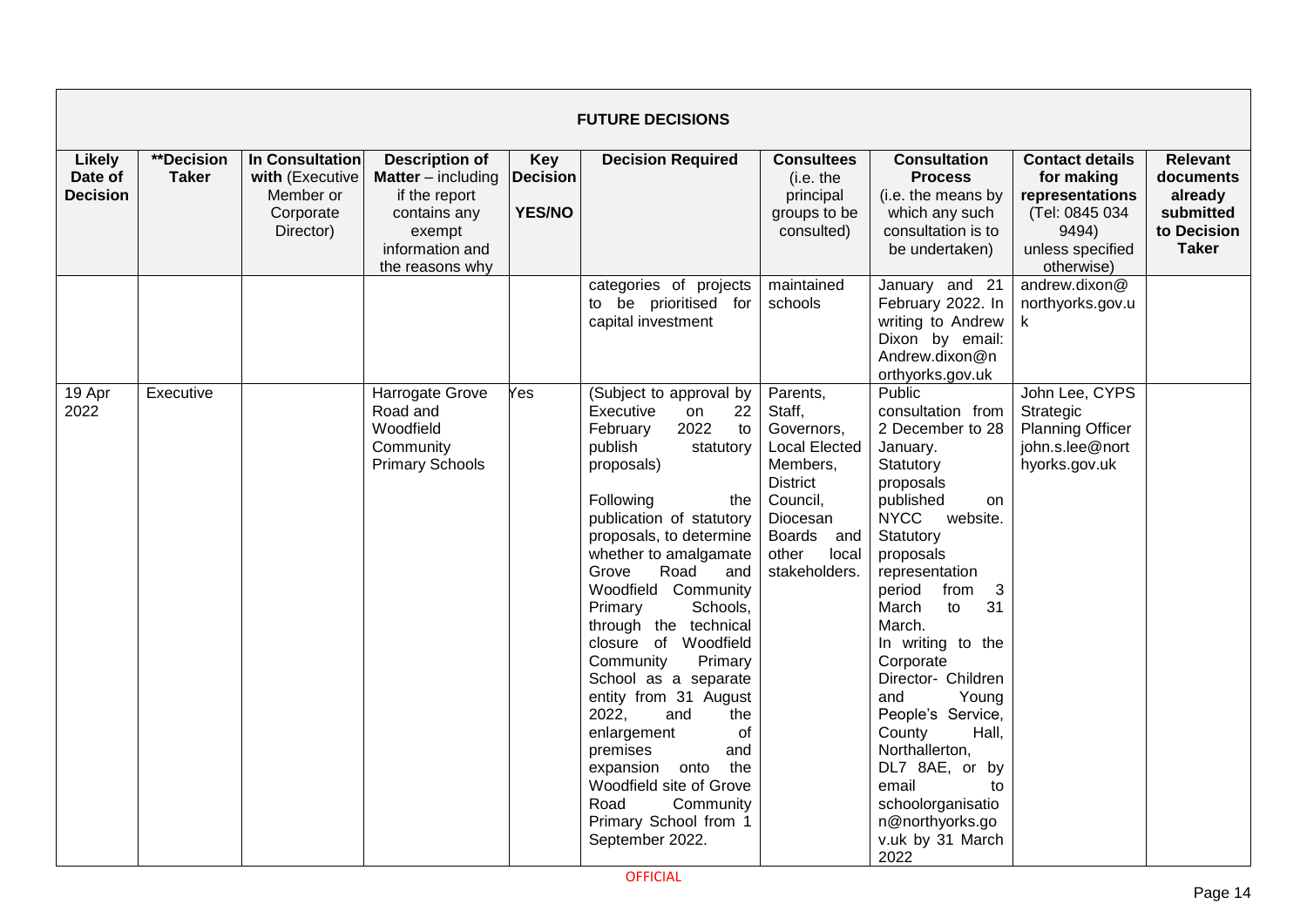| FUTURE DECISIONS | | | | | | | | | |
|---|---|---|---|---|---|---|---|---|---|
| **Likely Date of Decision** | **\*\*Decision Taker** | **In Consultation with** (Executive Member or Corporate Director) | **Description of Matter** – including if the report contains any exempt information and the reasons why | **Key Decision YES/NO** | **Decision Required** | **Consultees** (i.e. the principal groups to be consulted) | **Consultation Process** (i.e. the means by which any such consultation is to be undertaken) | **Contact details for making representations** (Tel: 0845 034 9494) unless specified otherwise) | **Relevant documents already submitted to Decision Taker** |
| | | | | | categories of projects to be prioritised for capital investment | maintained schools | January and 21 February 2022. In writing to Andrew Dixon by email: Andrew.dixon@northyorks.gov.uk | andrew.dixon@northyorks.gov.uk | |
| 19 Apr 2022 | Executive | | Harrogate Grove Road and Woodfield Community Primary Schools | Yes | (Subject to approval by Executive on 22 February 2022 to publish statutory proposals)<br><br>Following the publication of statutory proposals, to determine whether to amalgamate Grove Road and Woodfield Community Primary Schools, through the technical closure of Woodfield Community Primary School as a separate entity from 31 August 2022, and the enlargement of premises and expansion onto the Woodfield site of Grove Road Community Primary School from 1 September 2022. | Parents, Staff, Governors, Local Elected Members, District Council, Diocesan Boards and other local stakeholders. | Public consultation from 2 December to 28 January.<br>Statutory proposals published on NYCC website.<br>Statutory proposals representation period from 3 March to 31 March.<br>In writing to the Corporate Director- Children and Young People's Service, County Hall, Northallerton, DL7 8AE, or by email to schoolorganisation@northyorks.gov.uk by 31 March 2022 | John Lee, CYPS Strategic Planning Officer john.s.lee@northyorks.gov.uk | |

OFFICIAL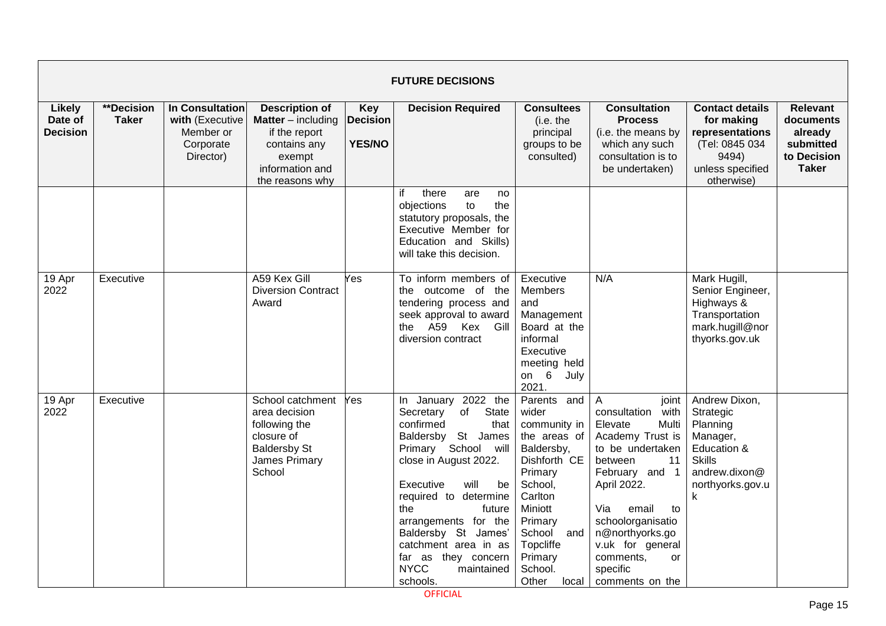| **FUTURE DECISIONS** | | | | | | | | | |
|---|---|---|---|---|---|---|---|---|---|
| **Likely Date of Decision** | **\*\*Decision Taker** | **In Consultation with** (Executive Member or Corporate Director) | **Description of Matter** – including if the report contains any exempt information and the reasons why | **Key Decision YES/NO** | **Decision Required** | **Consultees** (i.e. the principal groups to be consulted) | **Consultation Process** (i.e. the means by which any such consultation is to be undertaken) | **Contact details for making representations** (Tel: 0845 034 9494) unless specified otherwise) | **Relevant documents already submitted to Decision Taker** |
| | | | | | if there are no objections to the statutory proposals, the Executive Member for Education and Skills) will take this decision. | | | | |
| 19 Apr 2022 | Executive | | A59 Kex Gill Diversion Contract Award | Yes | To inform members of the outcome of the tendering process and seek approval to award the A59 Kex Gill diversion contract | Executive Members and Management Board at the informal Executive meeting held on 6 July 2021. | N/A | Mark Hugill, Senior Engineer, Highways & Transportation mark.hugill@northyorks.gov.uk | |
| 19 Apr 2022 | Executive | | School catchment area decision following the closure of Baldersby St James Primary School | Yes | In January 2022 the Secretary of State confirmed that Baldersby St James Primary School will close in August 2022.<br><br>Executive will be required to determine the future arrangements for the Baldersby St James' catchment area in as far as they concern NYCC maintained schools. | Parents and wider community in the areas of Baldersby, Dishforth CE Primary School, Carlton Miniott Primary School and Topcliffe Primary School. Other local | A joint consultation with Elevate Multi Academy Trust is to be undertaken between 11 February and 1 April 2022.<br><br>Via email to schoolorganisation@northyorks.gov.uk for general comments, or specific comments on the | Andrew Dixon, Strategic Planning Manager, Education & Skills andrew.dixon@northyorks.gov.uk | |

OFFICIAL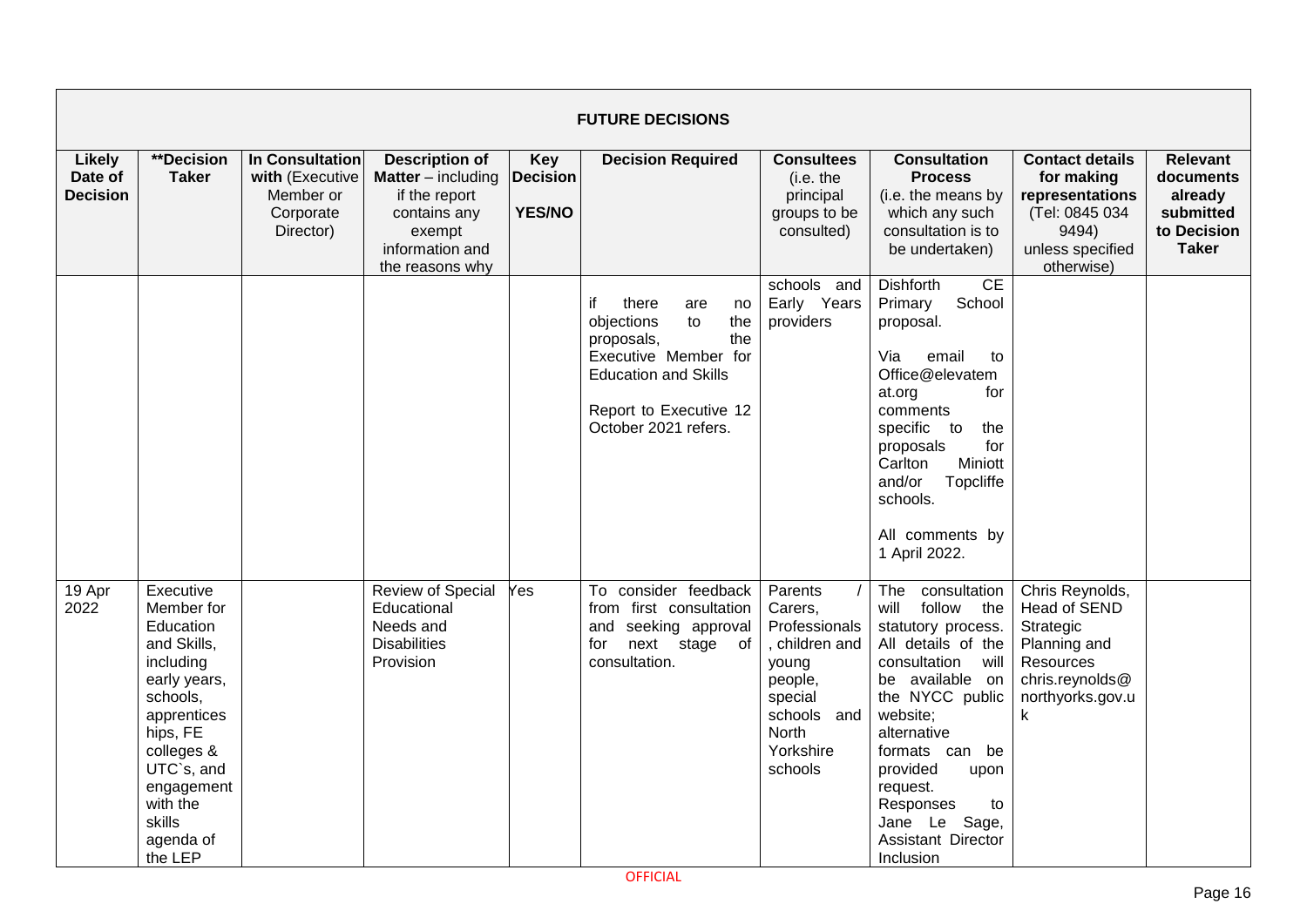| FUTURE DECISIONS | | | | | | | | | |
|---|---|---|---|---|---|---|---|---|---|
| **Likely Date of Decision** | **\*\*Decision Taker** | **In Consultation with** (Executive Member or Corporate Director) | **Description of Matter** – including if the report contains any exempt information and the reasons why | **Key Decision YES/NO** | **Decision Required** | **Consultees** (i.e. the principal groups to be consulted) | **Consultation Process** (i.e. the means by which any such consultation is to be undertaken) | **Contact details for making representations** (Tel: 0845 034 9494) unless specified otherwise) | **Relevant documents already submitted to Decision Taker** |
| | | | | | if there are no objections to the proposals, the Executive Member for Education and Skills<br><br>Report to Executive 12 October 2021 refers. | schools and Early Years providers | Dishforth CE Primary School proposal.<br><br>Via email to Office@elevatemat.org for comments specific to the proposals for Carlton Miniott and/or Topcliffe schools.<br><br>All comments by 1 April 2022. | | |
| 19 Apr 2022 | Executive Member for Education and Skills, including early years, schools, apprenticeships, FE colleges & UTC`s, and engagement with the skills agenda of the LEP | | Review of Special Educational Needs and Disabilities Provision | Yes | To consider feedback from first consultation and seeking approval for next stage of consultation. | Parents / Carers, Professionals, children and young people, special schools and North Yorkshire schools | The consultation will follow the statutory process. All details of the consultation will be available on the NYCC public website; alternative formats can be provided upon request. Responses to Jane Le Sage, Assistant Director Inclusion | Chris Reynolds, Head of SEND Strategic Planning and Resources chris.reynolds@northyorks.gov.uk | |

OFFICIAL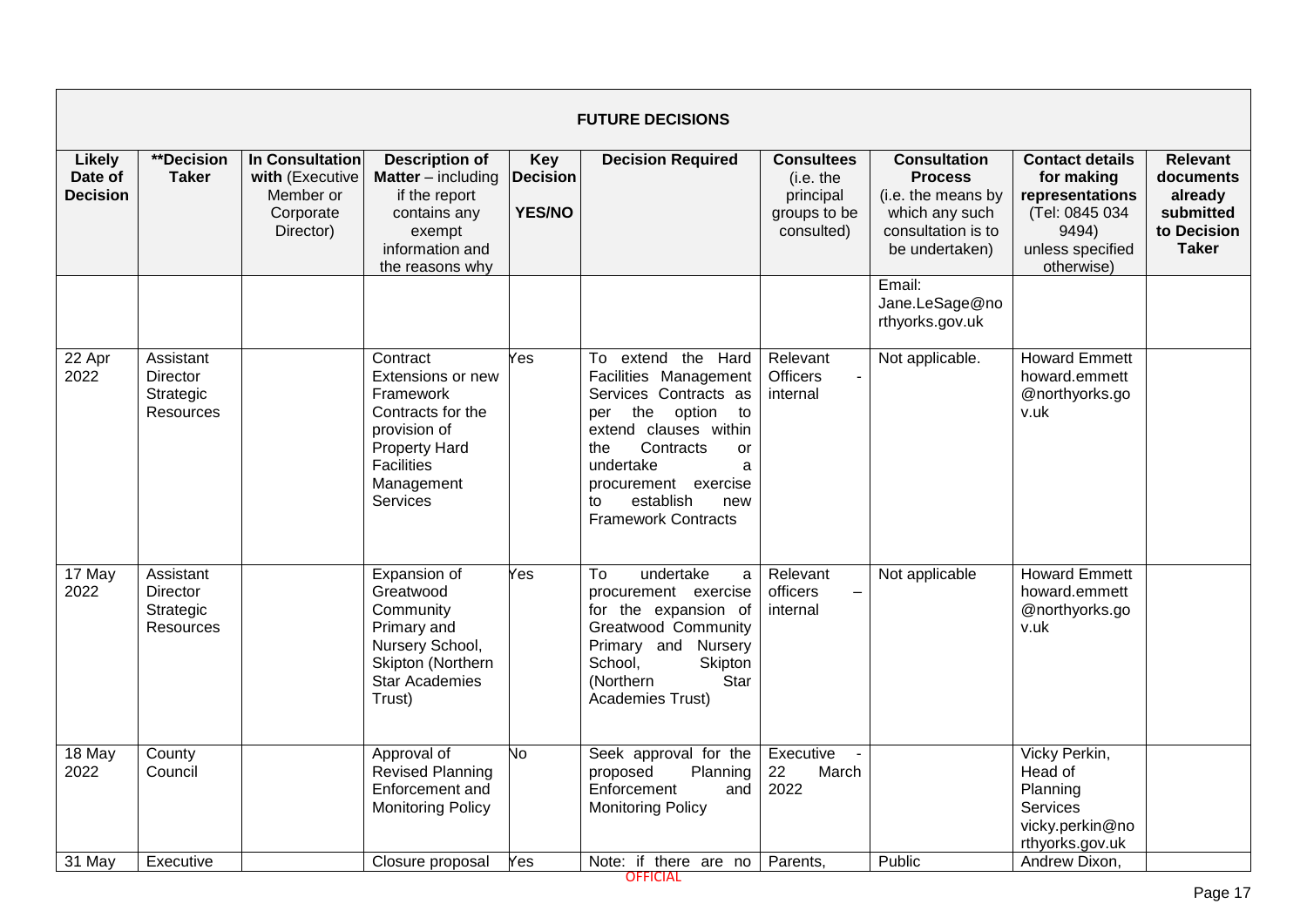| FUTURE DECISIONS | | | | | | | | | |
|---|---|---|---|---|---|---|---|---|---|
| **Likely Date of Decision** | **\*\*Decision Taker** | **In Consultation with** (Executive Member or Corporate Director) | **Description of Matter** – including if the report contains any exempt information and the reasons why | **Key Decision YES/NO** | **Decision Required** | **Consultees** (i.e. the principal groups to be consulted) | **Consultation Process** (i.e. the means by which any such consultation is to be undertaken) | **Contact details for making representations** (Tel: 0845 034 9494) unless specified otherwise) | **Relevant documents already submitted to Decision Taker** |
| | | | | | | | Email: Jane.LeSage@northyorks.gov.uk | | |
| 22 Apr 2022 | Assistant Director Strategic Resources | | Contract Extensions or new Framework Contracts for the provision of Property Hard Facilities Management Services | Yes | To extend the Hard Facilities Management Services Contracts as per the option to extend clauses within the Contracts or undertake a procurement exercise to establish new Framework Contracts | Relevant Officers - internal | Not applicable. | Howard Emmett howard.emmett@northyorks.gov.uk | |
| 17 May 2022 | Assistant Director Strategic Resources | | Expansion of Greatwood Community Primary and Nursery School, Skipton (Northern Star Academies Trust) | Yes | To undertake a procurement exercise for the expansion of Greatwood Community Primary and Nursery School, Skipton (Northern Star Academies Trust) | Relevant officers – internal | Not applicable | Howard Emmett howard.emmett@northyorks.gov.uk | |
| 18 May 2022 | County Council | | Approval of Revised Planning Enforcement and Monitoring Policy | No | Seek approval for the proposed Planning Enforcement and Monitoring Policy | Executive - 22 March 2022 | | Vicky Perkin, Head of Planning Services vicky.perkin@northyorks.gov.uk | |
| 31 May | Executive | | Closure proposal | Yes | Note: if there are no | Parents, | Public | Andrew Dixon, | |

OFFICIAL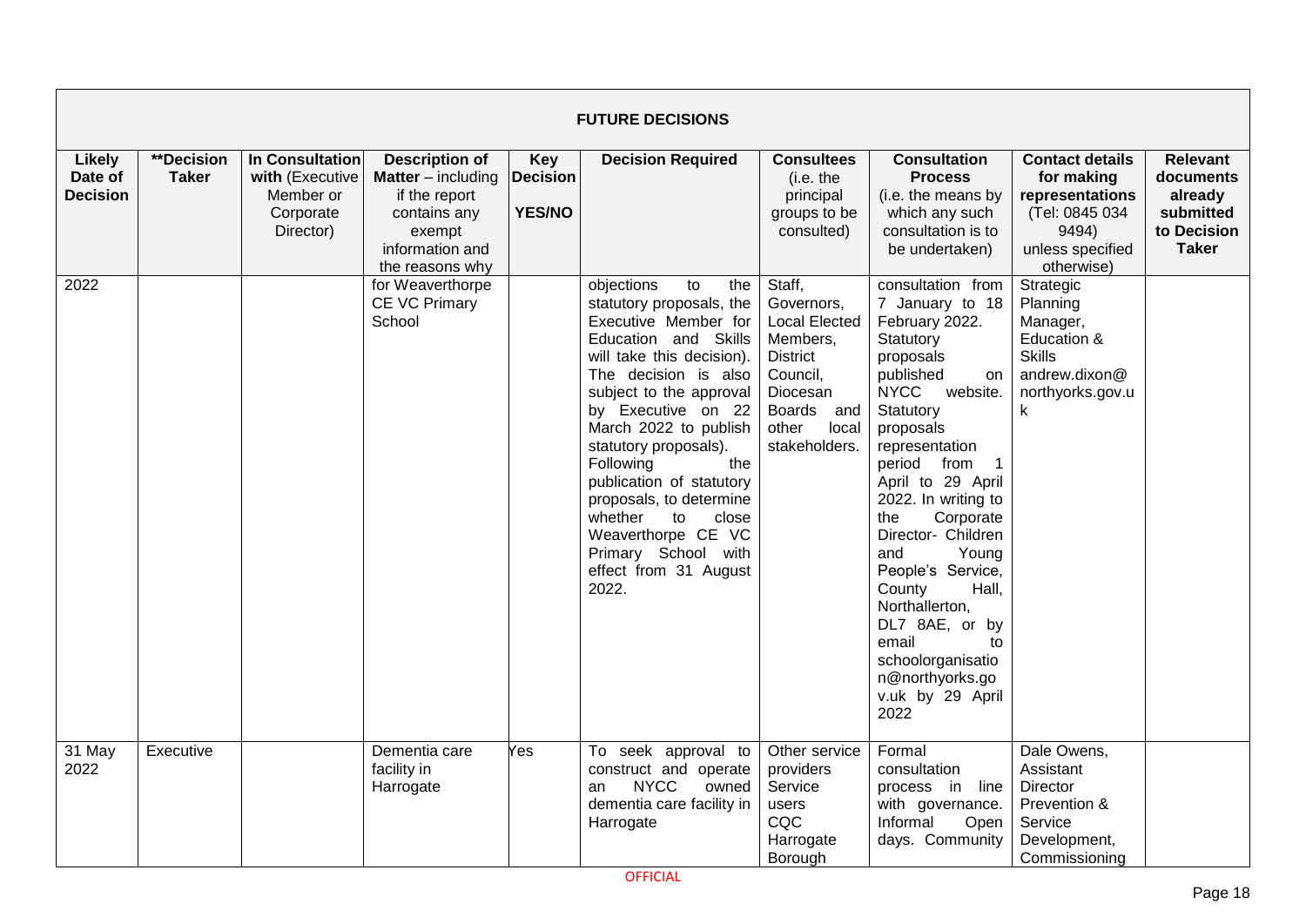| FUTURE DECISIONS | | | | | | | | | |
|---|---|---|---|---|---|---|---|---|---|
| **Likely Date of Decision** | **\*\*Decision Taker** | **In Consultation with** (Executive Member or Corporate Director) | **Description of Matter** – including if the report contains any exempt information and the reasons why | **Key Decision YES/NO** | **Decision Required** | **Consultees** (i.e. the principal groups to be consulted) | **Consultation Process** (i.e. the means by which any such consultation is to be undertaken) | **Contact details for making representations** (Tel: 0845 034 9494) unless specified otherwise) | **Relevant documents already submitted to Decision Taker** |
| 2022 | | | for Weaverthorpe CE VC Primary School | | objections to the statutory proposals, the Executive Member for Education and Skills will take this decision). The decision is also subject to the approval by Executive on 22 March 2022 to publish statutory proposals). Following the publication of statutory proposals, to determine whether to close Weaverthorpe CE VC Primary School with effect from 31 August 2022. | Staff, Governors, Local Elected Members, District Council, Diocesan Boards and other local stakeholders. | consultation from 7 January to 18 February 2022. Statutory proposals published on NYCC website. Statutory proposals representation period from 1 April to 29 April 2022. In writing to the Corporate Director- Children and Young People's Service, County Hall, Northallerton, DL7 8AE, or by email to schoolorganisation@northyorks.gov.uk by 29 April 2022 | Strategic Planning Manager, Education & Skills andrew.dixon@northyorks.gov.uk | |
| 31 May 2022 | Executive | | Dementia care facility in Harrogate | Yes | To seek approval to construct and operate an NYCC owned dementia care facility in Harrogate | Other service providers Service users CQC Harrogate Borough | Formal consultation process in line with governance. Informal Open days. Community | Dale Owens, Assistant Director Prevention & Service Development, Commissioning | |

OFFICIAL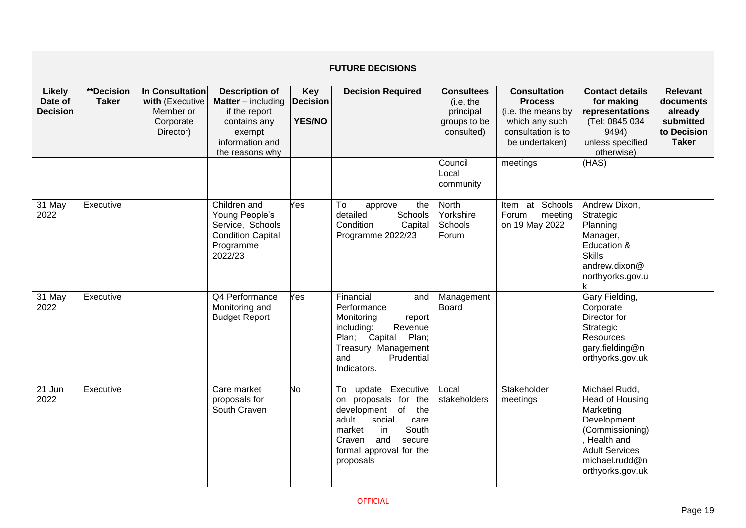| FUTURE DECISIONS | | | | | | | | | |
|---|---|---|---|---|---|---|---|---|---|
| **Likely Date of Decision** | **\*\*Decision Taker** | **In Consultation with** (Executive Member or Corporate Director) | **Description of Matter** – including if the report contains any exempt information and the reasons why | **Key Decision YES/NO** | **Decision Required** | **Consultees** (i.e. the principal groups to be consulted) | **Consultation Process** (i.e. the means by which any such consultation is to be undertaken) | **Contact details for making representations** (Tel: 0845 034 9494) unless specified otherwise) | **Relevant documents already submitted to Decision Taker** |
| | | | | | | Council Local community | meetings | (HAS) | |
| 31 May 2022 | Executive | | Children and Young People's Service, Schools Condition Capital Programme 2022/23 | Yes | To approve the detailed Schools Condition Capital Programme 2022/23 | North Yorkshire Schools Forum | Item at Schools Forum meeting on 19 May 2022 | Andrew Dixon, Strategic Planning Manager, Education & Skills andrew.dixon@northyorks.gov.uk | |
| 31 May 2022 | Executive | | Q4 Performance Monitoring and Budget Report | Yes | Financial and Performance Monitoring report including: Revenue Plan; Capital Plan; Treasury Management and Prudential Indicators. | Management Board | | Gary Fielding, Corporate Director for Strategic Resources gary.fielding@northyorks.gov.uk | |
| 21 Jun 2022 | Executive | | Care market proposals for South Craven | No | To update Executive on proposals for the development of the adult social care market in South Craven and secure formal approval for the proposals | Local stakeholders | Stakeholder meetings | Michael Rudd, Head of Housing Marketing Development (Commissioning), Health and Adult Services michael.rudd@northyorks.gov.uk | |

OFFICIAL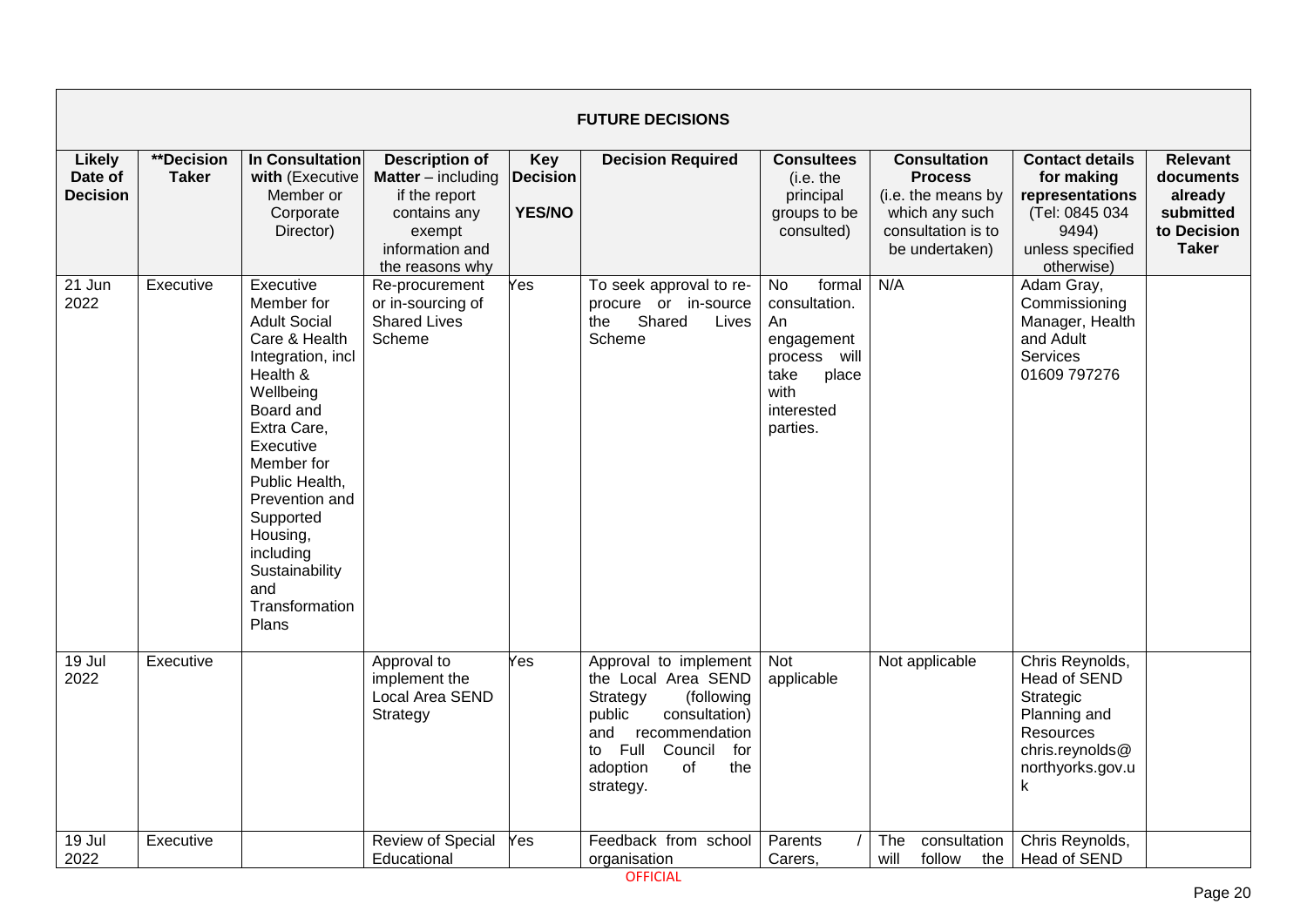| FUTURE DECISIONS | | | | | | | | | |
|---|---|---|---|---|---|---|---|---|---|
| **Likely Date of Decision** | **\*\*Decision Taker** | **In Consultation with** (Executive Member or Corporate Director) | **Description of Matter** – including if the report contains any exempt information and the reasons why | **Key Decision YES/NO** | **Decision Required** | **Consultees** (i.e. the principal groups to be consulted) | **Consultation Process** (i.e. the means by which any such consultation is to be undertaken) | **Contact details for making representations** (Tel: 0845 034 9494) unless specified otherwise) | **Relevant documents already submitted to Decision Taker** |
| 21 Jun 2022 | Executive | Executive Member for Adult Social Care & Health Integration, incl Health & Wellbeing Board and Extra Care, Executive Member for Public Health, Prevention and Supported Housing, including Sustainability and Transformation Plans | Re-procurement or in-sourcing of Shared Lives Scheme | Yes | To seek approval to re-procure or in-source the Shared Lives Scheme | No formal consultation. An engagement process will take place with interested parties. | N/A | Adam Gray, Commissioning Manager, Health and Adult Services 01609 797276 | |
| 19 Jul 2022 | Executive | | Approval to implement the Local Area SEND Strategy | Yes | Approval to implement the Local Area SEND Strategy (following public consultation) and recommendation to Full Council for adoption of the strategy. | Not applicable | Not applicable | Chris Reynolds, Head of SEND Strategic Planning and Resources chris.reynolds@northyorks.gov.uk | |
| 19 Jul 2022 | Executive | | Review of Special Educational | Yes | Feedback from school organisation | Parents / Carers, | The consultation will follow the | Chris Reynolds, Head of SEND | |

OFFICIAL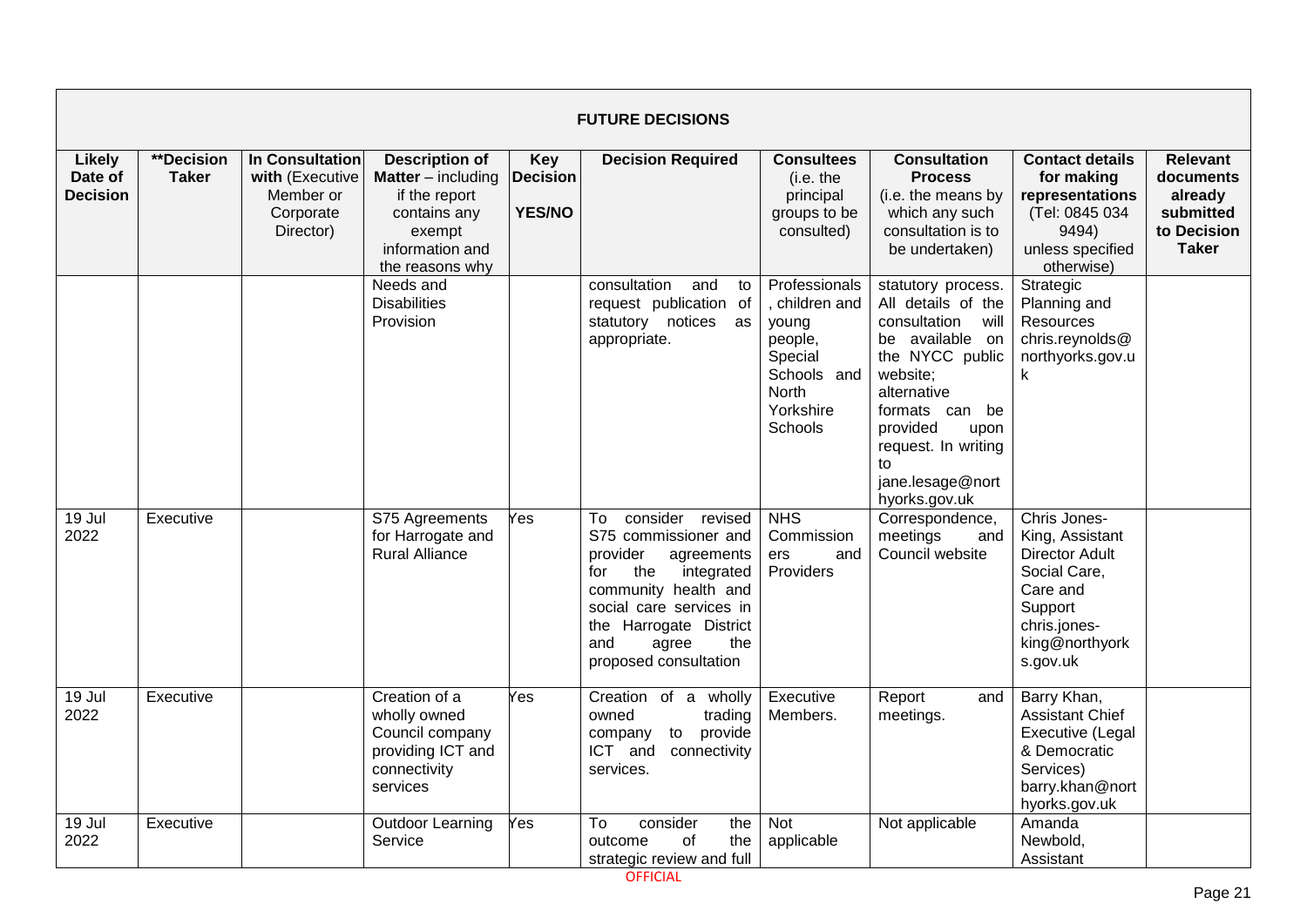| FUTURE DECISIONS | | | | | | | | | |
|---|---|---|---|---|---|---|---|---|---|
| **Likely Date of Decision** | **\*\*Decision Taker** | **In Consultation with** (Executive Member or Corporate Director) | **Description of Matter** – including if the report contains any exempt information and the reasons why | **Key Decision YES/NO** | **Decision Required** | **Consultees** (i.e. the principal groups to be consulted) | **Consultation Process** (i.e. the means by which any such consultation is to be undertaken) | **Contact details for making representations** (Tel: 0845 034 9494) unless specified otherwise) | **Relevant documents already submitted to Decision Taker** |
| | | | Needs and Disabilities Provision | | consultation and to request publication of statutory notices as appropriate. | Professionals, children and young people, Special Schools and North Yorkshire Schools | statutory process. All details of the consultation will be available on the NYCC public website; alternative formats can be provided upon request. In writing to jane.lesage@northyorks.gov.uk | Strategic Planning and Resources chris.reynolds@northyorks.gov.uk | |
| 19 Jul 2022 | Executive | | S75 Agreements for Harrogate and Rural Alliance | Yes | To consider revised S75 commissioner and provider agreements for the integrated community health and social care services in the Harrogate District and agree the proposed consultation | NHS Commissioners and Providers | Correspondence, meetings and Council website | Chris Jones-King, Assistant Director Adult Social Care, Care and Support chris.jones-king@northyorks.gov.uk | |
| 19 Jul 2022 | Executive | | Creation of a wholly owned Council company providing ICT and connectivity services | Yes | Creation of a wholly owned trading company to provide ICT and connectivity services. | Executive Members. | Report and meetings. | Barry Khan, Assistant Chief Executive (Legal & Democratic Services) barry.khan@northyorks.gov.uk | |
| 19 Jul 2022 | Executive | | Outdoor Learning Service | Yes | To consider the outcome of the strategic review and full | Not applicable | Not applicable | Amanda Newbold, Assistant | |

OFFICIAL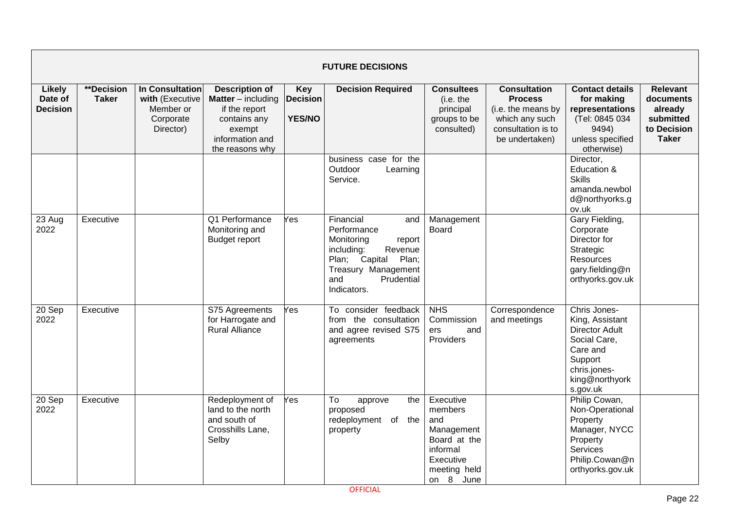| **FUTURE DECISIONS** | | | | | | | | | |
|---|---|---|---|---|---|---|---|---|---|
| **Likely Date of Decision** | **\*\*Decision Taker** | **In Consultation with** (Executive Member or Corporate Director) | **Description of Matter** – including if the report contains any exempt information and the reasons why | **Key Decision YES/NO** | **Decision Required** | **Consultees** (i.e. the principal groups to be consulted) | **Consultation Process** (i.e. the means by which any such consultation is to be undertaken) | **Contact details for making representations** (Tel: 0845 034 9494) unless specified otherwise) | **Relevant documents already submitted to Decision Taker** |
| | | | | | business case for the Outdoor Learning Service. | | | Director, Education & Skills amanda.newbold@northyorks.gov.uk | |
| 23 Aug 2022 | Executive | | Q1 Performance Monitoring and Budget report | Yes | Financial and Performance Monitoring report including: Revenue Plan; Capital Plan; Treasury Management and Prudential Indicators. | Management Board | | Gary Fielding, Corporate Director for Strategic Resources gary.fielding@northyorks.gov.uk | |
| 20 Sep 2022 | Executive | | S75 Agreements for Harrogate and Rural Alliance | Yes | To consider feedback from the consultation and agree revised S75 agreements | NHS Commissioners and Providers | Correspondence and meetings | Chris Jones-King, Assistant Director Adult Social Care, Care and Support chris.jones-king@northyorks.gov.uk | |
| 20 Sep 2022 | Executive | | Redeployment of land to the north and south of Crosshills Lane, Selby | Yes | To approve the proposed redeployment of the property | Executive members and Management Board at the informal Executive meeting held on 8 June | | Philip Cowan, Non-Operational Property Manager, NYCC Property Services Philip.Cowan@northyorks.gov.uk | |

OFFICIAL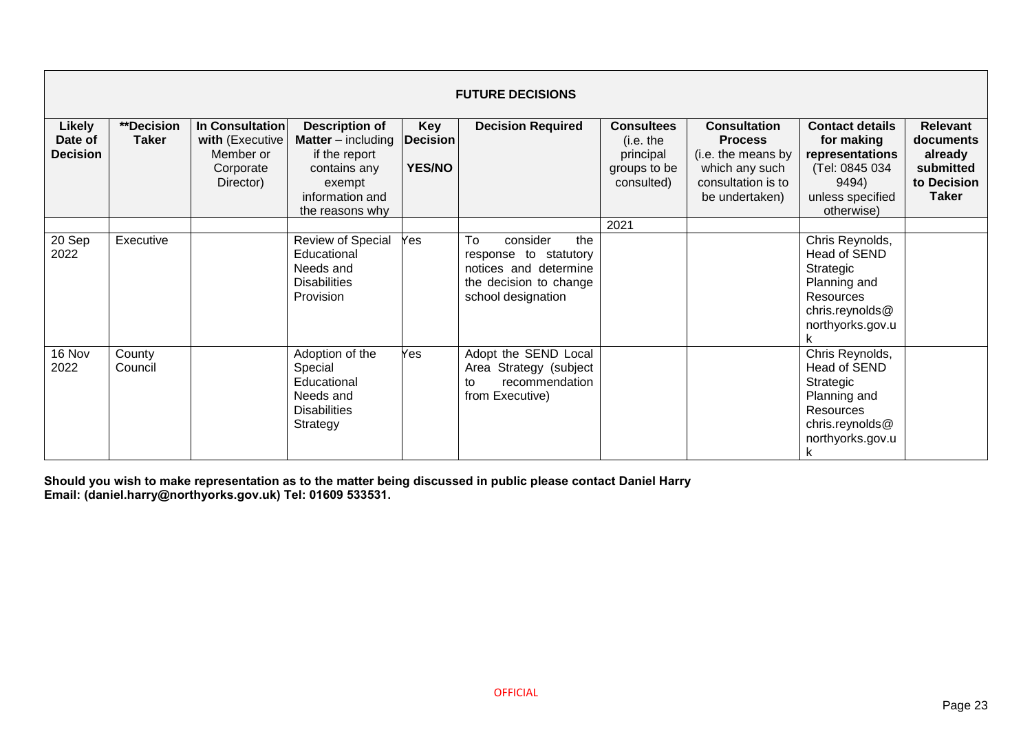| FUTURE DECISIONS | | | | | | | | | |
|---|---|---|---|---|---|---|---|---|---|
| **Likely Date of Decision** | **\*\*Decision Taker** | **In Consultation with** (Executive Member or Corporate Director) | **Description of Matter** – including if the report contains any exempt information and the reasons why | **Key Decision YES/NO** | **Decision Required** | **Consultees** (i.e. the principal groups to be consulted) | **Consultation Process** (i.e. the means by which any such consultation is to be undertaken) | **Contact details for making representations** (Tel: 0845 034 9494) unless specified otherwise) | **Relevant documents already submitted to Decision Taker** |
| | | | | | | 2021 | | | |
| 20 Sep 2022 | Executive | | Review of Special Educational Needs and Disabilities Provision | Yes | To consider the response to statutory notices and determine the decision to change school designation | | | Chris Reynolds, Head of SEND Strategic Planning and Resources chris.reynolds@northyorks.gov.uk | |
| 16 Nov 2022 | County Council | | Adoption of the Special Educational Needs and Disabilities Strategy | Yes | Adopt the SEND Local Area Strategy (subject to recommendation from Executive) | | | Chris Reynolds, Head of SEND Strategic Planning and Resources chris.reynolds@northyorks.gov.uk | |

**Should you wish to make representation as to the matter being discussed in public please contact Daniel Harry Email: (daniel.harry@northyorks.gov.uk) Tel: 01609 533531.**

OFFICIAL